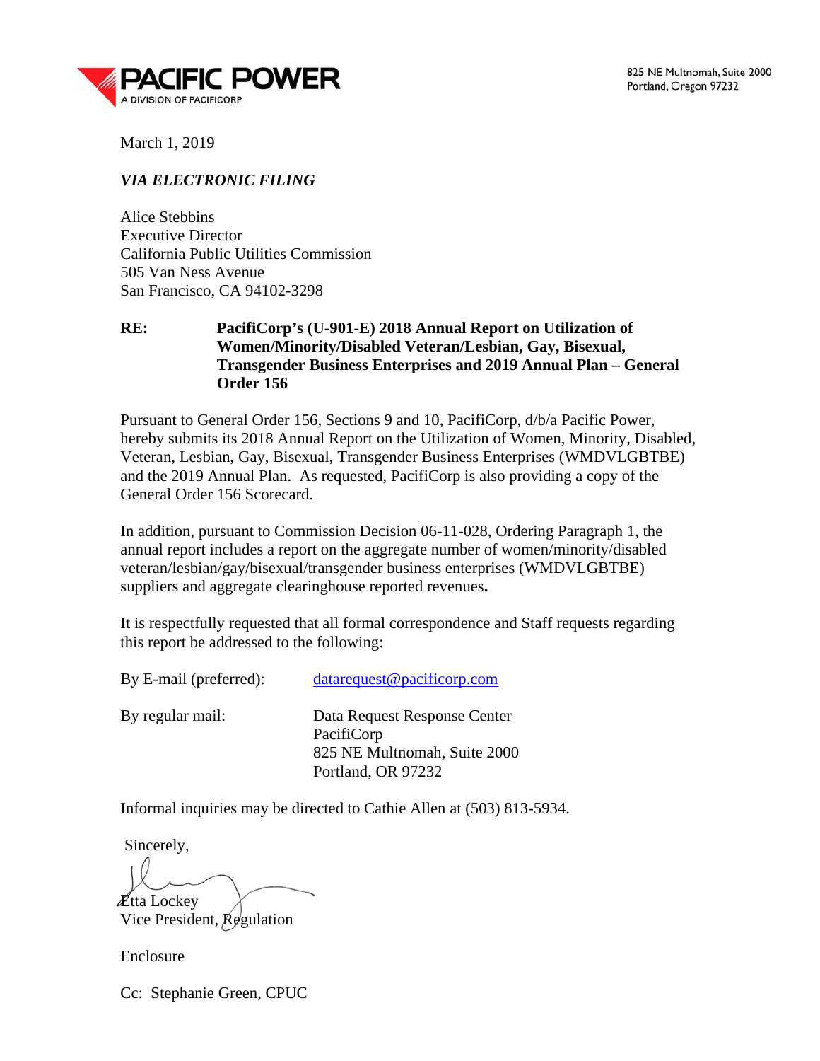**PACIFIC POWER**
A DIVISION OF PACIFICORP

825 NE Multnomah, Suite 2000
Portland, Oregon 97232

March 1, 2019

***VIA ELECTRONIC FILING***

Alice Stebbins
Executive Director
California Public Utilities Commission
505 Van Ness Avenue
San Francisco, CA 94102-3298

**RE: PacifiCorp's (U-901-E) 2018 Annual Report on Utilization of Women/Minority/Disabled Veteran/Lesbian, Gay, Bisexual, Transgender Business Enterprises and 2019 Annual Plan – General Order 156**

Pursuant to General Order 156, Sections 9 and 10, PacifiCorp, d/b/a Pacific Power, hereby submits its 2018 Annual Report on the Utilization of Women, Minority, Disabled, Veteran, Lesbian, Gay, Bisexual, Transgender Business Enterprises (WMDVLGBTBE) and the 2019 Annual Plan. As requested, PacifiCorp is also providing a copy of the General Order 156 Scorecard.

In addition, pursuant to Commission Decision 06-11-028, Ordering Paragraph 1, the annual report includes a report on the aggregate number of women/minority/disabled veteran/lesbian/gay/bisexual/transgender business enterprises (WMDVLGBTBE) suppliers and aggregate clearinghouse reported revenues**.**

It is respectfully requested that all formal correspondence and Staff requests regarding this report be addressed to the following:

By E-mail (preferred): datarequest@pacificorp.com

By regular mail: Data Request Response Center
PacifiCorp
825 NE Multnomah, Suite 2000
Portland, OR 97232

Informal inquiries may be directed to Cathie Allen at (503) 813-5934.

Sincerely,

Etta Lockey
Vice President, Regulation

Enclosure

Cc: Stephanie Green, CPUC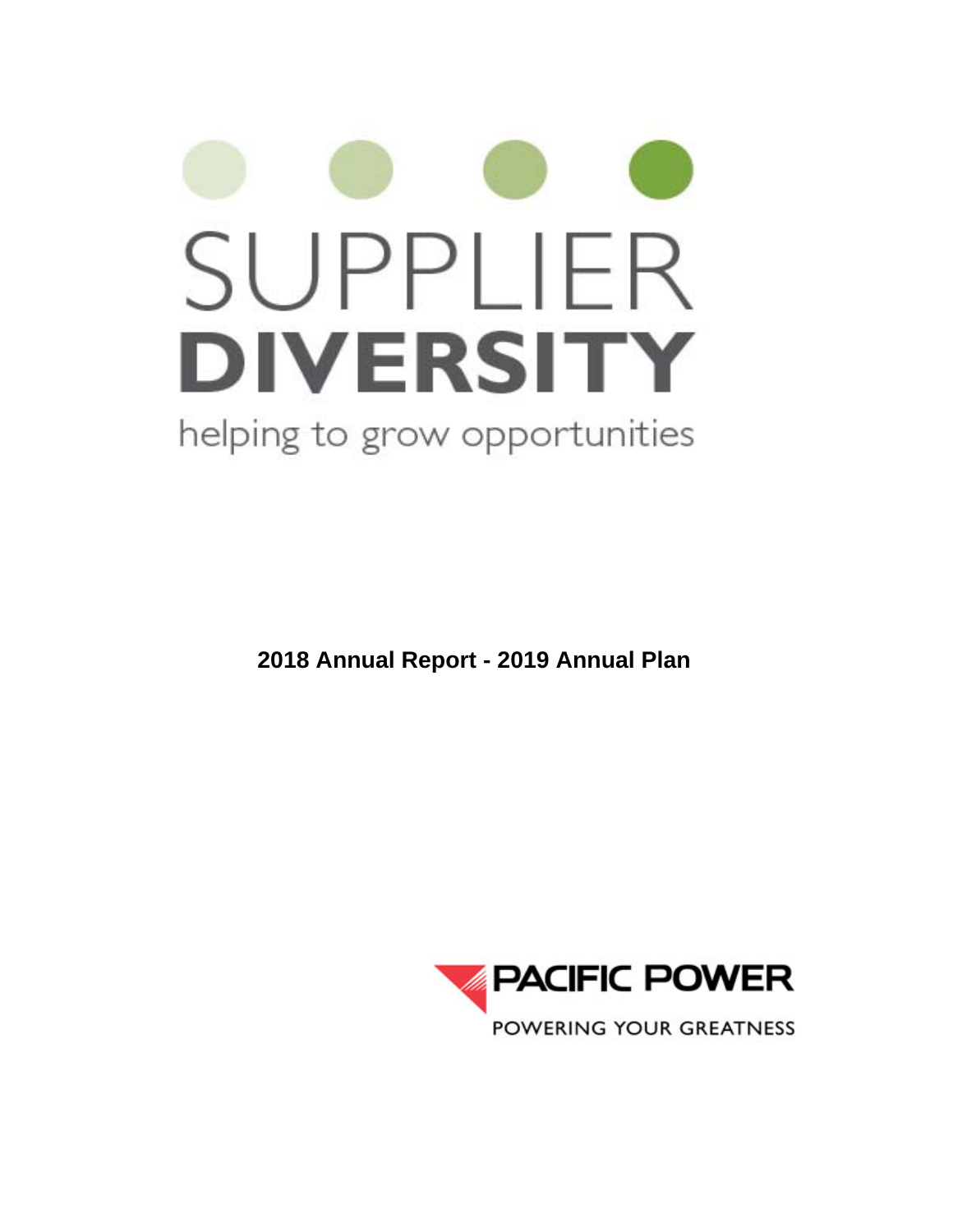# SUPPLIER DIVERSITY

helping to grow opportunities

**2018 Annual Report - 2019 Annual Plan**

PACIFIC POWER

POWERING YOUR GREATNESS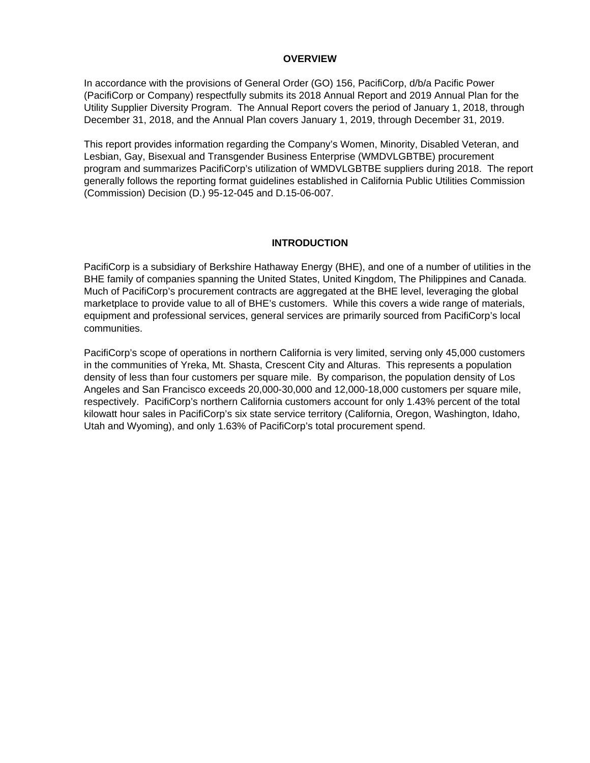## OVERVIEW

In accordance with the provisions of General Order (GO) 156, PacifiCorp, d/b/a Pacific Power (PacifiCorp or Company) respectfully submits its 2018 Annual Report and 2019 Annual Plan for the Utility Supplier Diversity Program. The Annual Report covers the period of January 1, 2018, through December 31, 2018, and the Annual Plan covers January 1, 2019, through December 31, 2019.

This report provides information regarding the Company's Women, Minority, Disabled Veteran, and Lesbian, Gay, Bisexual and Transgender Business Enterprise (WMDVLGBTBE) procurement program and summarizes PacifiCorp's utilization of WMDVLGBTBE suppliers during 2018. The report generally follows the reporting format guidelines established in California Public Utilities Commission (Commission) Decision (D.) 95-12-045 and D.15-06-007.

## INTRODUCTION

PacifiCorp is a subsidiary of Berkshire Hathaway Energy (BHE), and one of a number of utilities in the BHE family of companies spanning the United States, United Kingdom, The Philippines and Canada. Much of PacifiCorp's procurement contracts are aggregated at the BHE level, leveraging the global marketplace to provide value to all of BHE's customers. While this covers a wide range of materials, equipment and professional services, general services are primarily sourced from PacifiCorp's local communities.

PacifiCorp's scope of operations in northern California is very limited, serving only 45,000 customers in the communities of Yreka, Mt. Shasta, Crescent City and Alturas. This represents a population density of less than four customers per square mile. By comparison, the population density of Los Angeles and San Francisco exceeds 20,000-30,000 and 12,000-18,000 customers per square mile, respectively. PacifiCorp's northern California customers account for only 1.43% percent of the total kilowatt hour sales in PacifiCorp's six state service territory (California, Oregon, Washington, Idaho, Utah and Wyoming), and only 1.63% of PacifiCorp's total procurement spend.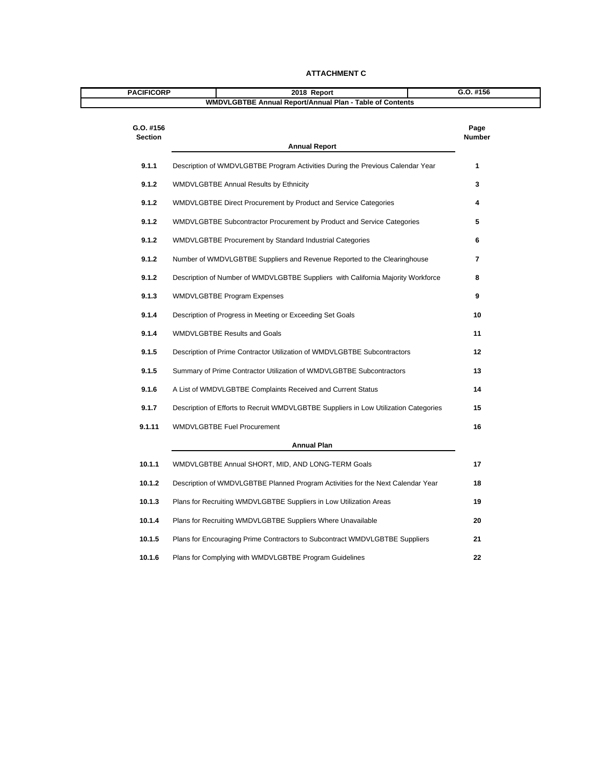**ATTACHMENT C**

| PACIFICORP | 2018 Report | G.O. #156 |
|---|---|---|
| | **WMDVLGBTBE Annual Report/Annual Plan - Table of Contents** | |

| G.O. #156 Section | Annual Report | Page Number |
|---|---|---|
| **9.1.1** | Description of WMDVLGBTBE Program Activities During the Previous Calendar Year | **1** |
| **9.1.2** | WMDVLGBTBE Annual Results by Ethnicity | **3** |
| **9.1.2** | WMDVLGBTBE Direct Procurement by Product and Service Categories | **4** |
| **9.1.2** | WMDVLGBTBE Subcontractor Procurement by Product and Service Categories | **5** |
| **9.1.2** | WMDVLGBTBE Procurement by Standard Industrial Categories | **6** |
| **9.1.2** | Number of WMDVLGBTBE Suppliers and Revenue Reported to the Clearinghouse | **7** |
| **9.1.2** | Description of Number of WMDVLGBTBE Suppliers with California Majority Workforce | **8** |
| **9.1.3** | WMDVLGBTBE Program Expenses | **9** |
| **9.1.4** | Description of Progress in Meeting or Exceeding Set Goals | **10** |
| **9.1.4** | WMDVLGBTBE Results and Goals | **11** |
| **9.1.5** | Description of Prime Contractor Utilization of WMDVLGBTBE Subcontractors | **12** |
| **9.1.5** | Summary of Prime Contractor Utilization of WMDVLGBTBE Subcontractors | **13** |
| **9.1.6** | A List of WMDVLGBTBE Complaints Received and Current Status | **14** |
| **9.1.7** | Description of Efforts to Recruit WMDVLGBTBE Suppliers in Low Utilization Categories | **15** |
| **9.1.11** | WMDVLGBTBE Fuel Procurement | **16** |
| | **Annual Plan** | |
| **10.1.1** | WMDVLGBTBE Annual SHORT, MID, AND LONG-TERM Goals | **17** |
| **10.1.2** | Description of WMDVLGBTBE Planned Program Activities for the Next Calendar Year | **18** |
| **10.1.3** | Plans for Recruiting WMDVLGBTBE Suppliers in Low Utilization Areas | **19** |
| **10.1.4** | Plans for Recruiting WMDVLGBTBE Suppliers Where Unavailable | **20** |
| **10.1.5** | Plans for Encouraging Prime Contractors to Subcontract WMDVLGBTBE Suppliers | **21** |
| **10.1.6** | Plans for Complying with WMDVLGBTBE Program Guidelines | **22** |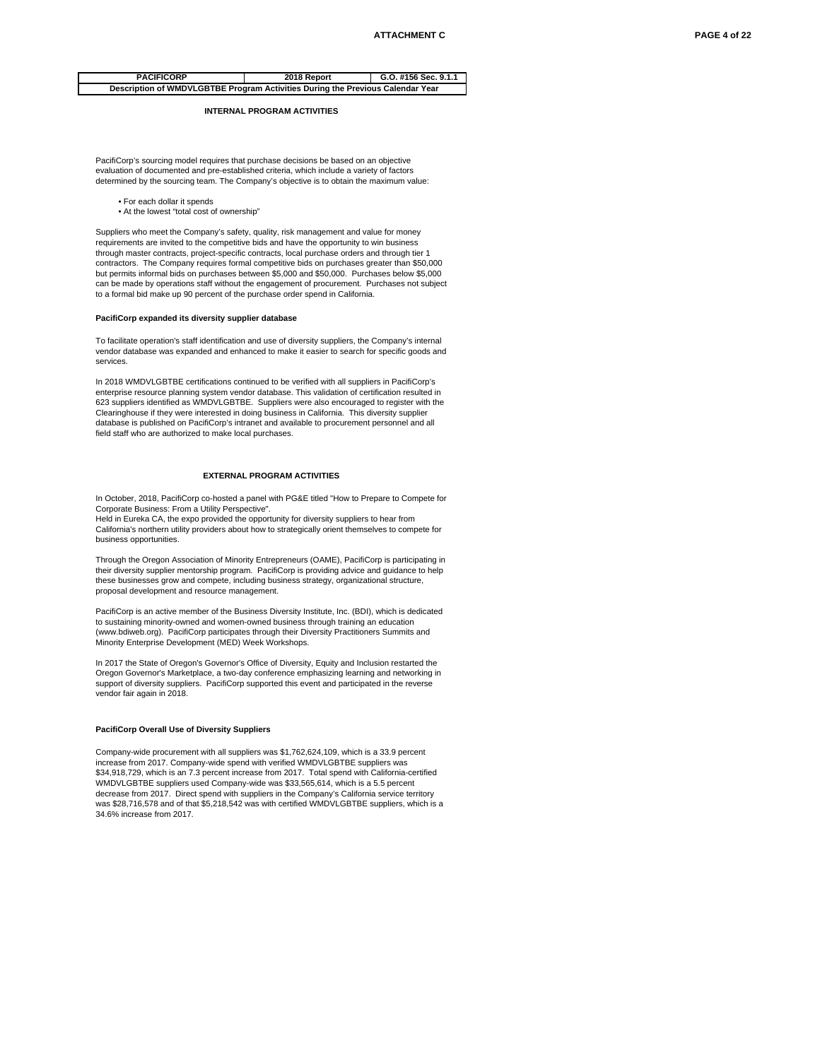| PACIFICORP | 2018 Report | G.O. #156 Sec. 9.1.1 |
|---|---|---|
| Description of WMDVLGBTBE Program Activities During the Previous Calendar Year | | |

## INTERNAL PROGRAM ACTIVITIES

PacifiCorp's sourcing model requires that purchase decisions be based on an objective evaluation of documented and pre-established criteria, which include a variety of factors determined by the sourcing team. The Company's objective is to obtain the maximum value:

- For each dollar it spends
- At the lowest "total cost of ownership"

Suppliers who meet the Company's safety, quality, risk management and value for money requirements are invited to the competitive bids and have the opportunity to win business through master contracts, project-specific contracts, local purchase orders and through tier 1 contractors. The Company requires formal competitive bids on purchases greater than $50,000 but permits informal bids on purchases between $5,000 and $50,000. Purchases below $5,000 can be made by operations staff without the engagement of procurement. Purchases not subject to a formal bid make up 90 percent of the purchase order spend in California.

**PacifiCorp expanded its diversity supplier database**

To facilitate operation's staff identification and use of diversity suppliers, the Company's internal vendor database was expanded and enhanced to make it easier to search for specific goods and services.

In 2018 WMDVLGBTBE certifications continued to be verified with all suppliers in PacifiCorp's enterprise resource planning system vendor database. This validation of certification resulted in 623 suppliers identified as WMDVLGBTBE. Suppliers were also encouraged to register with the Clearinghouse if they were interested in doing business in California. This diversity supplier database is published on PacifiCorp's intranet and available to procurement personnel and all field staff who are authorized to make local purchases.

## EXTERNAL PROGRAM ACTIVITIES

In October, 2018, PacifiCorp co-hosted a panel with PG&E titled "How to Prepare to Compete for Corporate Business: From a Utility Perspective".
Held in Eureka CA, the expo provided the opportunity for diversity suppliers to hear from California's northern utility providers about how to strategically orient themselves to compete for business opportunities.

Through the Oregon Association of Minority Entrepreneurs (OAME), PacifiCorp is participating in their diversity supplier mentorship program. PacifiCorp is providing advice and guidance to help these businesses grow and compete, including business strategy, organizational structure, proposal development and resource management.

PacifiCorp is an active member of the Business Diversity Institute, Inc. (BDI), which is dedicated to sustaining minority-owned and women-owned business through training an education (www.bdiweb.org). PacifiCorp participates through their Diversity Practitioners Summits and Minority Enterprise Development (MED) Week Workshops.

In 2017 the State of Oregon's Governor's Office of Diversity, Equity and Inclusion restarted the Oregon Governor's Marketplace, a two-day conference emphasizing learning and networking in support of diversity suppliers. PacifiCorp supported this event and participated in the reverse vendor fair again in 2018.

**PacifiCorp Overall Use of Diversity Suppliers**

Company-wide procurement with all suppliers was $1,762,624,109, which is a 33.9 percent increase from 2017. Company-wide spend with verified WMDVLGBTBE suppliers was $34,918,729, which is an 7.3 percent increase from 2017. Total spend with California-certified WMDVLGBTBE suppliers used Company-wide was $33,565,614, which is a 5.5 percent decrease from 2017. Direct spend with suppliers in the Company's California service territory was $28,716,578 and of that $5,218,542 was with certified WMDVLGBTBE suppliers, which is a 34.6% increase from 2017.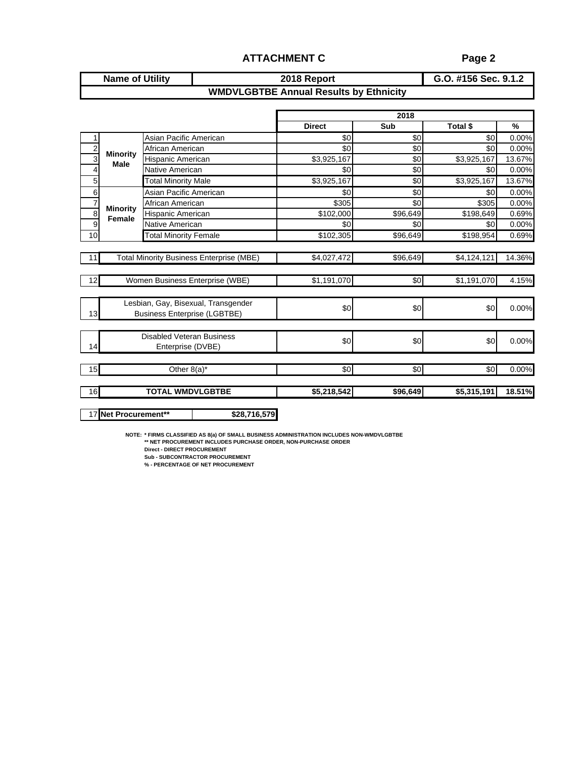## ATTACHMENT C

Page 2

| Name of Utility | 2018 Report | G.O. #156 Sec. 9.1.2 |
|---|---|---|
| **WMDVLGBTBE Annual Results by Ethnicity** | | |

| | | | 2018 | | | |
|---|---|---|---|---|---|---|
| | | | **Direct** | **Sub** | **Total $** | **%** |
| 1 | **Minority Male** | Asian Pacific American | $0 | $0 | $0 | 0.00% |
| 2 | | African American | $0 | $0 | $0 | 0.00% |
| 3 | | Hispanic American | $3,925,167 | $0 | $3,925,167 | 13.67% |
| 4 | | Native American | $0 | $0 | $0 | 0.00% |
| 5 | | Total Minority Male | $3,925,167 | $0 | $3,925,167 | 13.67% |
| 6 | **Minority Female** | Asian Pacific American | $0 | $0 | $0 | 0.00% |
| 7 | | African American | $305 | $0 | $305 | 0.00% |
| 8 | | Hispanic American | $102,000 | $96,649 | $198,649 | 0.69% |
| 9 | | Native American | $0 | $0 | $0 | 0.00% |
| 10 | | Total Minority Female | $102,305 | $96,649 | $198,954 | 0.69% |
| 11 | Total Minority Business Enterprise (MBE) | | $4,027,472 | $96,649 | $4,124,121 | 14.36% |
| 12 | Women Business Enterprise (WBE) | | $1,191,070 | $0 | $1,191,070 | 4.15% |
| 13 | Lesbian, Gay, Bisexual, Transgender Business Enterprise (LGBTBE) | | $0 | $0 | $0 | 0.00% |
| 14 | Disabled Veteran Business Enterprise (DVBE) | | $0 | $0 | $0 | 0.00% |
| 15 | Other 8(a)* | | $0 | $0 | $0 | 0.00% |
| 16 | **TOTAL WMDVLGBTBE** | | **$5,218,542** | **$96,649** | **$5,315,191** | **18.51%** |

| 17 | **Net Procurement**** | **$28,716,579** |
|---|---|---|

NOTE: * FIRMS CLASSIFIED AS 8(a) OF SMALL BUSINESS ADMINISTRATION INCLUDES NON-WMDVLGBTBE
** NET PROCUREMENT INCLUDES PURCHASE ORDER, NON-PURCHASE ORDER
Direct - DIRECT PROCUREMENT
Sub - SUBCONTRACTOR PROCUREMENT
% - PERCENTAGE OF NET PROCUREMENT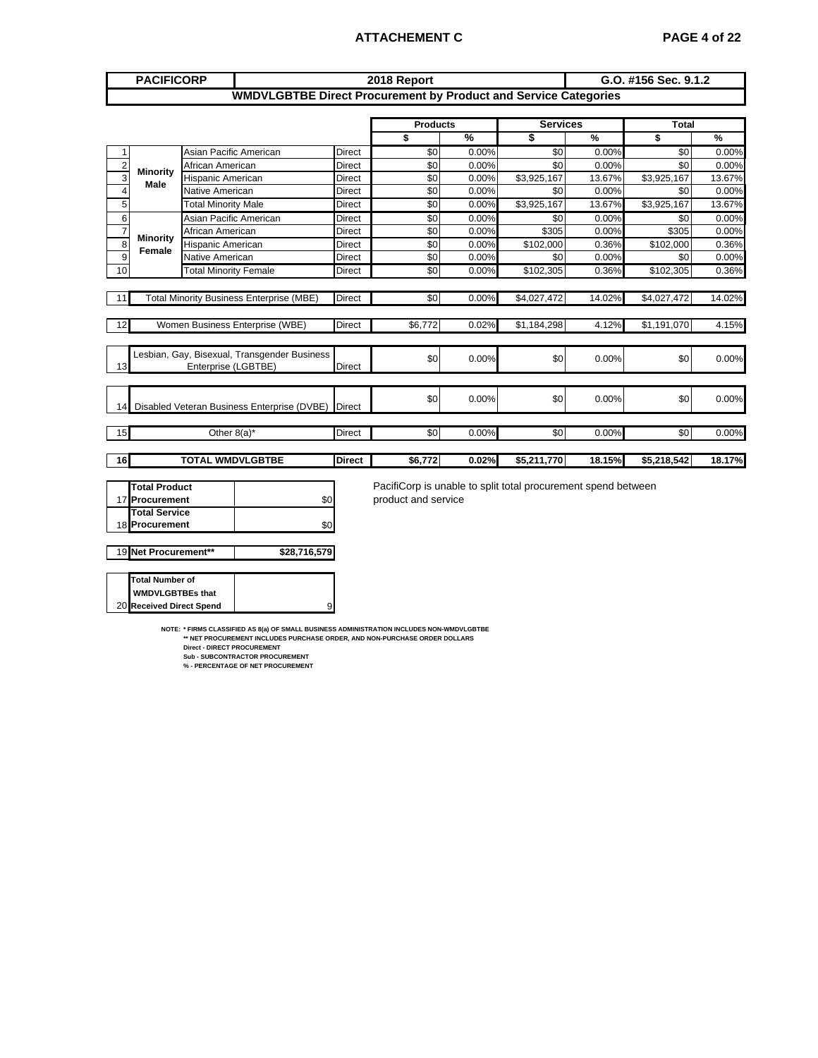# ATTACHEMENT C

| PACIFICORP | 2018 Report | G.O. #156 Sec. 9.1.2 |
|---|---|---|

## WMDVLGBTBE Direct Procurement by Product and Service Categories

| # | | | | Products $ | Products % | Services $ | Services % | Total $ | Total % |
|---|---|---|---|---|---|---|---|---|---|
| 1 | Minority Male | Asian Pacific American | Direct | $0 | 0.00% | $0 | 0.00% | $0 | 0.00% |
| 2 | | African American | Direct | $0 | 0.00% | $0 | 0.00% | $0 | 0.00% |
| 3 | | Hispanic American | Direct | $0 | 0.00% | $3,925,167 | 13.67% | $3,925,167 | 13.67% |
| 4 | | Native American | Direct | $0 | 0.00% | $0 | 0.00% | $0 | 0.00% |
| 5 | | Total Minority Male | Direct | $0 | 0.00% | $3,925,167 | 13.67% | $3,925,167 | 13.67% |
| 6 | Minority Female | Asian Pacific American | Direct | $0 | 0.00% | $0 | 0.00% | $0 | 0.00% |
| 7 | | African American | Direct | $0 | 0.00% | $305 | 0.00% | $305 | 0.00% |
| 8 | | Hispanic American | Direct | $0 | 0.00% | $102,000 | 0.36% | $102,000 | 0.36% |
| 9 | | Native American | Direct | $0 | 0.00% | $0 | 0.00% | $0 | 0.00% |
| 10 | | Total Minority Female | Direct | $0 | 0.00% | $102,305 | 0.36% | $102,305 | 0.36% |
| 11 | Total Minority Business Enterprise (MBE) | | Direct | $0 | 0.00% | $4,027,472 | 14.02% | $4,027,472 | 14.02% |
| 12 | Women Business Enterprise (WBE) | | Direct | $6,772 | 0.02% | $1,184,298 | 4.12% | $1,191,070 | 4.15% |
| 13 | Lesbian, Gay, Bisexual, Transgender Business Enterprise (LGBTBE) | | Direct | $0 | 0.00% | $0 | 0.00% | $0 | 0.00% |
| 14 | Disabled Veteran Business Enterprise (DVBE) | | Direct | $0 | 0.00% | $0 | 0.00% | $0 | 0.00% |
| 15 | Other 8(a)* | | Direct | $0 | 0.00% | $0 | 0.00% | $0 | 0.00% |
| 16 | **TOTAL WMDVLGBTBE** | | **Direct** | **$6,772** | **0.02%** | **$5,211,770** | **18.15%** | **$5,218,542** | **18.17%** |

| # | | |
|---|---|---|
| 17 | **Total Product Procurement** | $0 |
| 18 | **Total Service Procurement** | $0 |
| 19 | **Net Procurement**** | **$28,716,579** |
| 20 | **Total Number of WMDVLGBTBEs that Received Direct Spend** | 9 |

PacifiCorp is unable to split total procurement spend between product and service

NOTE: * FIRMS CLASSIFIED AS 8(a) OF SMALL BUSINESS ADMINISTRATION INCLUDES NON-WMDVLGBTBE
** NET PROCUREMENT INCLUDES PURCHASE ORDER, AND NON-PURCHASE ORDER DOLLARS
Direct - DIRECT PROCUREMENT
Sub - SUBCONTRACTOR PROCUREMENT
% - PERCENTAGE OF NET PROCUREMENT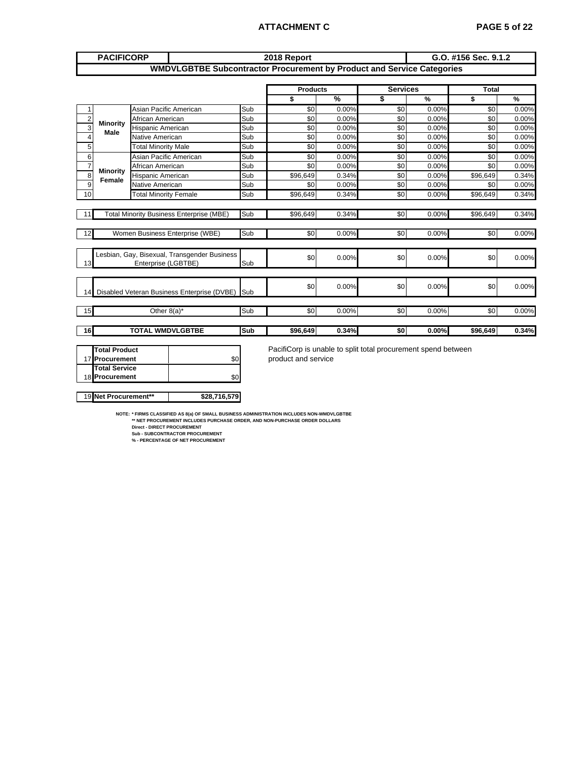| PACIFICORP | | 2018 Report | | | | G.O. #156 Sec. 9.1.2 | | | |
|---|---|---|---|---|---|---|---|---|---|
| **WMDVLGBTBE Subcontractor Procurement by Product and Service Categories** | | | | | | | | | |

| # | | | | Products $ | Products % | Services $ | Services % | Total $ | Total % |
|---|---|---|---|---|---|---|---|---|---|
| 1 | Minority Male | Asian Pacific American | Sub | $0 | 0.00% | $0 | 0.00% | $0 | 0.00% |
| 2 | | African American | Sub | $0 | 0.00% | $0 | 0.00% | $0 | 0.00% |
| 3 | | Hispanic American | Sub | $0 | 0.00% | $0 | 0.00% | $0 | 0.00% |
| 4 | | Native American | Sub | $0 | 0.00% | $0 | 0.00% | $0 | 0.00% |
| 5 | | Total Minority Male | Sub | $0 | 0.00% | $0 | 0.00% | $0 | 0.00% |
| 6 | Minority Female | Asian Pacific American | Sub | $0 | 0.00% | $0 | 0.00% | $0 | 0.00% |
| 7 | | African American | Sub | $0 | 0.00% | $0 | 0.00% | $0 | 0.00% |
| 8 | | Hispanic American | Sub | $96,649 | 0.34% | $0 | 0.00% | $96,649 | 0.34% |
| 9 | | Native American | Sub | $0 | 0.00% | $0 | 0.00% | $0 | 0.00% |
| 10 | | Total Minority Female | Sub | $96,649 | 0.34% | $0 | 0.00% | $96,649 | 0.34% |
| 11 | Total Minority Business Enterprise (MBE) | | Sub | $96,649 | 0.34% | $0 | 0.00% | $96,649 | 0.34% |
| 12 | Women Business Enterprise (WBE) | | Sub | $0 | 0.00% | $0 | 0.00% | $0 | 0.00% |
| 13 | Lesbian, Gay, Bisexual, Transgender Business Enterprise (LGBTBE) | | Sub | $0 | 0.00% | $0 | 0.00% | $0 | 0.00% |
| 14 | Disabled Veteran Business Enterprise (DVBE) | | Sub | $0 | 0.00% | $0 | 0.00% | $0 | 0.00% |
| 15 | Other 8(a)* | | Sub | $0 | 0.00% | $0 | 0.00% | $0 | 0.00% |
| **16** | **TOTAL WMDVLGBTBE** | | **Sub** | **$96,649** | **0.34%** | **$0** | **0.00%** | **$96,649** | **0.34%** |

| # | | |
|---|---|---|
| 17 | **Total Product Procurement** | $0 |
| 18 | **Total Service Procurement** | $0 |
| 19 | **Net Procurement**** | **$28,716,579** |

PacifiCorp is unable to split total procurement spend between product and service

NOTE: * FIRMS CLASSIFIED AS 8(a) OF SMALL BUSINESS ADMINISTRATION INCLUDES NON-WMDVLGBTBE
** NET PROCUREMENT INCLUDES PURCHASE ORDER, AND NON-PURCHASE ORDER DOLLARS
Direct - DIRECT PROCUREMENT
Sub - SUBCONTRACTOR PROCUREMENT
% - PERCENTAGE OF NET PROCUREMENT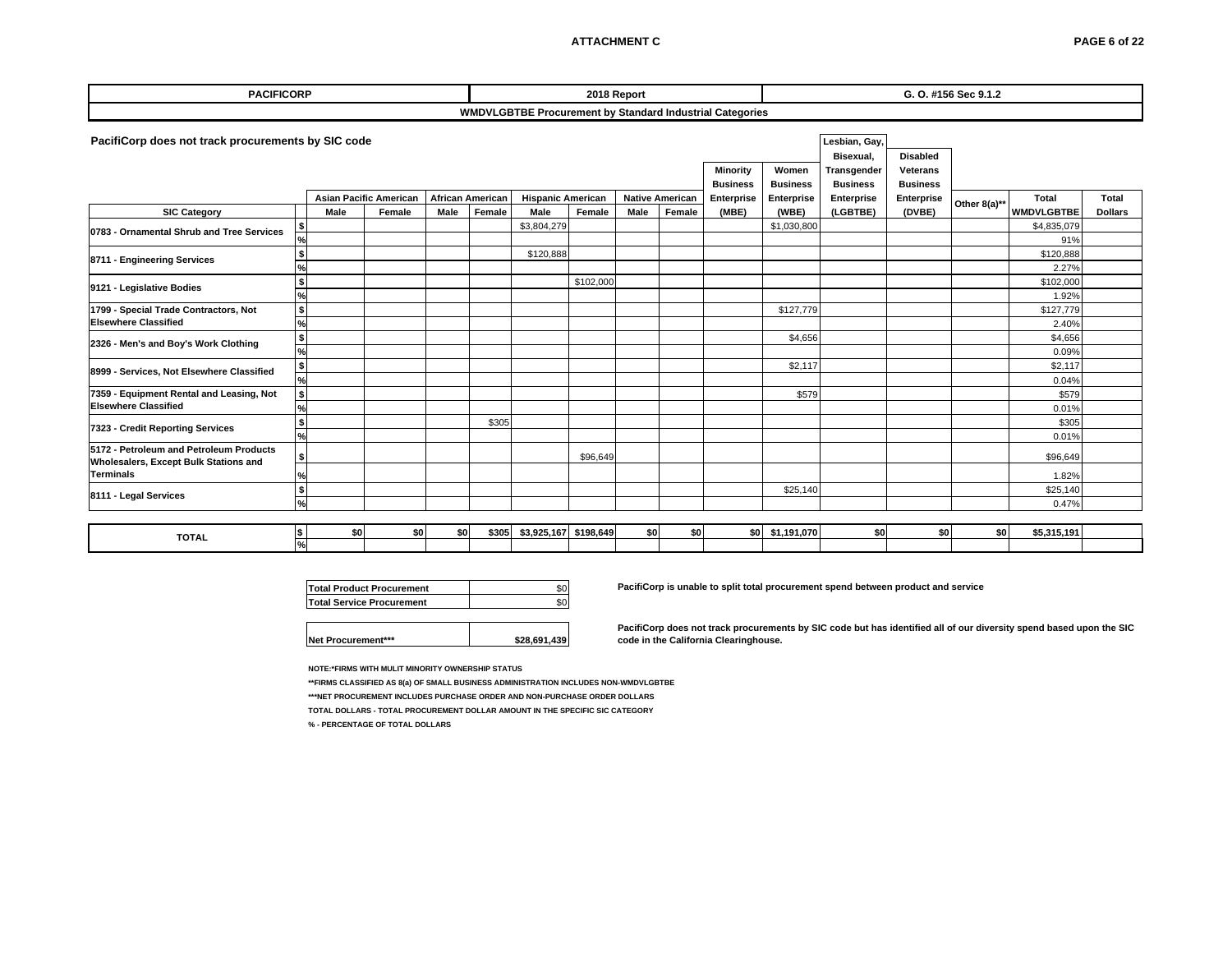| PACIFICORP | 2018 Report | G. O. #156 Sec 9.1.2 |
|---|---|---|

**WMDVLGBTBE Procurement by Standard Industrial Categories**

PacifiCorp does not track procurements by SIC code

| SIC Category | | Asian Pacific American | | African American | | Hispanic American | | Native American | | Minority Business Enterprise (MBE) | Women Business Enterprise (WBE) | Lesbian, Gay, Bisexual, Transgender Business Enterprise (LGBTBE) | Disabled Veterans Business Enterprise (DVBE) | Other 8(a)** | Total WMDVLGBTBE | Total Dollars |
|---|---|---|---|---|---|---|---|---|---|---|---|---|---|---|---|---|---|
| | | Male | Female | Male | Female | Male | Female | Male | Female | | | | | | | |
| 0783 - Ornamental Shrub and Tree Services | $ | | | | | $3,804,279 | | | | | $1,030,800 | | | | $4,835,079 | |
| | % | | | | | | | | | | | | | | 91% | |
| 8711 - Engineering Services | $ | | | | | $120,888 | | | | | | | | | $120,888 | |
| | % | | | | | | | | | | | | | | 2.27% | |
| 9121 - Legislative Bodies | $ | | | | | | $102,000 | | | | | | | | $102,000 | |
| | % | | | | | | | | | | | | | | 1.92% | |
| 1799 - Special Trade Contractors, Not Elsewhere Classified | $ | | | | | | | | | | $127,779 | | | | $127,779 | |
| | % | | | | | | | | | | | | | | 2.40% | |
| 2326 - Men's and Boy's Work Clothing | $ | | | | | | | | | | $4,656 | | | | $4,656 | |
| | % | | | | | | | | | | | | | | 0.09% | |
| 8999 - Services, Not Elsewhere Classified | $ | | | | | | | | | | $2,117 | | | | $2,117 | |
| | % | | | | | | | | | | | | | | 0.04% | |
| 7359 - Equipment Rental and Leasing, Not Elsewhere Classified | $ | | | | | | | | | | $579 | | | | $579 | |
| | % | | | | | | | | | | | | | | 0.01% | |
| 7323 - Credit Reporting Services | $ | | | | $305 | | | | | | | | | | $305 | |
| | % | | | | | | | | | | | | | | 0.01% | |
| 5172 - Petroleum and Petroleum Products Wholesalers, Except Bulk Stations and Terminals | $ | | | | | | $96,649 | | | | | | | | $96,649 | |
| | % | | | | | | | | | | | | | | 1.82% | |
| 8111 - Legal Services | $ | | | | | | | | | | $25,140 | | | | $25,140 | |
| | % | | | | | | | | | | | | | | 0.47% | |
| **TOTAL** | $ | $0 | $0 | $0 | $305 | $3,925,167 | $198,649 | $0 | $0 | $0 | $1,191,070 | $0 | $0 | $0 | $5,315,191 | |
| | % | | | | | | | | | | | | | | | |

| Total Product Procurement | $0 |
|---|---|
| Total Service Procurement | $0 |

PacifiCorp is unable to split total procurement spend between product and service

| Net Procurement*** | $28,691,439 |
|---|---|

PacifiCorp does not track procurements by SIC code but has identified all of our diversity spend based upon the SIC code in the California Clearinghouse.

NOTE:*FIRMS WITH MULIT MINORITY OWNERSHIP STATUS

**FIRMS CLASSIFIED AS 8(a) OF SMALL BUSINESS ADMINISTRATION INCLUDES NON-WMDVLGBTBE

***NET PROCUREMENT INCLUDES PURCHASE ORDER AND NON-PURCHASE ORDER DOLLARS

TOTAL DOLLARS - TOTAL PROCUREMENT DOLLAR AMOUNT IN THE SPECIFIC SIC CATEGORY

% - PERCENTAGE OF TOTAL DOLLARS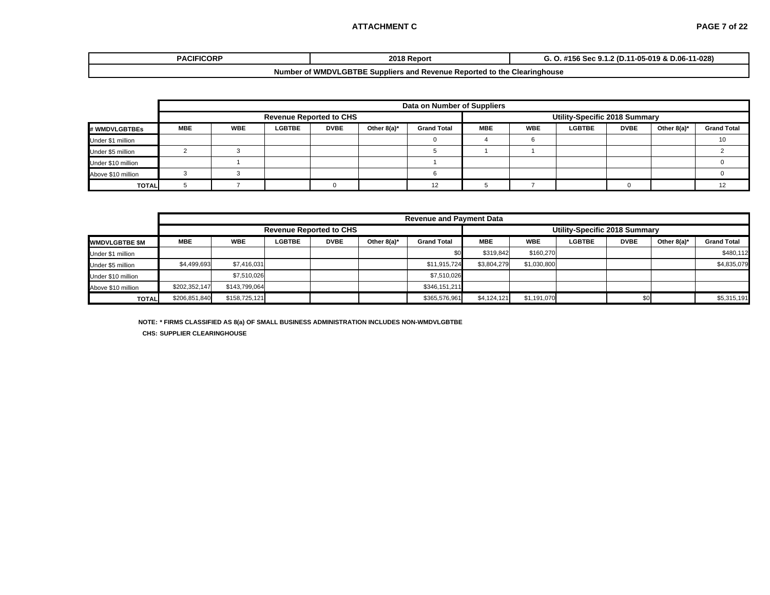## ATTACHMENT C

| PACIFICORP | 2018 Report | G. O. #156 Sec 9.1.2 (D.11-05-019 & D.06-11-028) |
|---|---|---|
| Number of WMDVLGBTBE Suppliers and Revenue Reported to the Clearinghouse | | |

| | Data on Number of Suppliers | | | | | | | | | | | |
|---|---|---|---|---|---|---|---|---|---|---|---|---|
| | Revenue Reported to CHS | | | | | | Utility-Specific 2018 Summary | | | | | |
| # WMDVLGBTBEs | MBE | WBE | LGBTBE | DVBE | Other 8(a)* | Grand Total | MBE | WBE | LGBTBE | DVBE | Other 8(a)* | Grand Total |
| Under $1 million | | | | | | 0 | 4 | 6 | | | | 10 |
| Under $5 million | 2 | 3 | | | | 5 | 1 | 1 | | | | 2 |
| Under $10 million | | 1 | | | | 1 | | | | | | 0 |
| Above $10 million | 3 | 3 | | | | 6 | | | | | | 0 |
| TOTAL | 5 | 7 | | 0 | | 12 | 5 | 7 | | 0 | | 12 |

| | Revenue and Payment Data | | | | | | | | | | | |
|---|---|---|---|---|---|---|---|---|---|---|---|---|
| | Revenue Reported to CHS | | | | | | Utility-Specific 2018 Summary | | | | | |
| WMDVLGBTBE $M | MBE | WBE | LGBTBE | DVBE | Other 8(a)* | Grand Total | MBE | WBE | LGBTBE | DVBE | Other 8(a)* | Grand Total |
| Under $1 million | | | | | | $0 | $319,842 | $160,270 | | | | $480,112 |
| Under $5 million | $4,499,693 | $7,416,031 | | | | $11,915,724 | $3,804,279 | $1,030,800 | | | | $4,835,079 |
| Under $10 million | | $7,510,026 | | | | $7,510,026 | | | | | | |
| Above $10 million | $202,352,147 | $143,799,064 | | | | $346,151,211 | | | | | | |
| TOTAL | $206,851,840 | $158,725,121 | | | | $365,576,961 | $4,124,121 | $1,191,070 | | $0 | | $5,315,191 |

**NOTE: * FIRMS CLASSIFIED AS 8(a) OF SMALL BUSINESS ADMINISTRATION INCLUDES NON-WMDVLGBTBE**

**CHS: SUPPLIER CLEARINGHOUSE**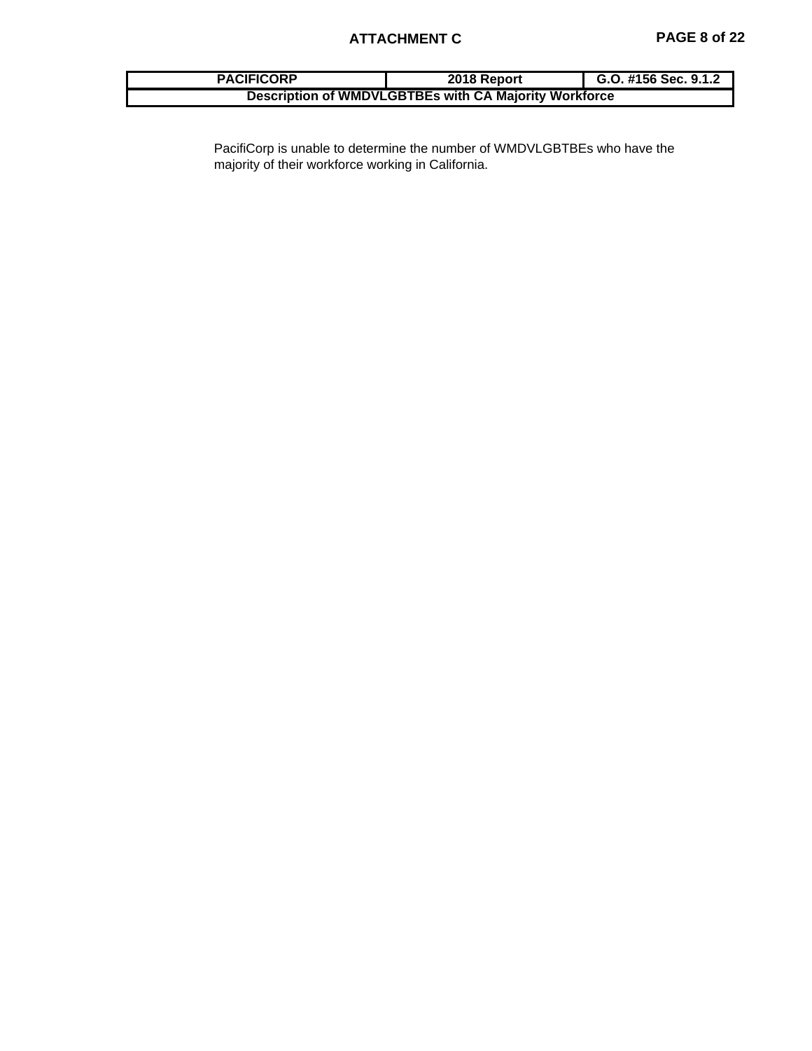## ATTACHMENT C

| PACIFICORP | 2018 Report | G.O. #156 Sec. 9.1.2 |
| --- | --- | --- |
| Description of WMDVLGBTBEs with CA Majority Workforce | | |

PacifiCorp is unable to determine the number of WMDVLGBTBEs who have the majority of their workforce working in California.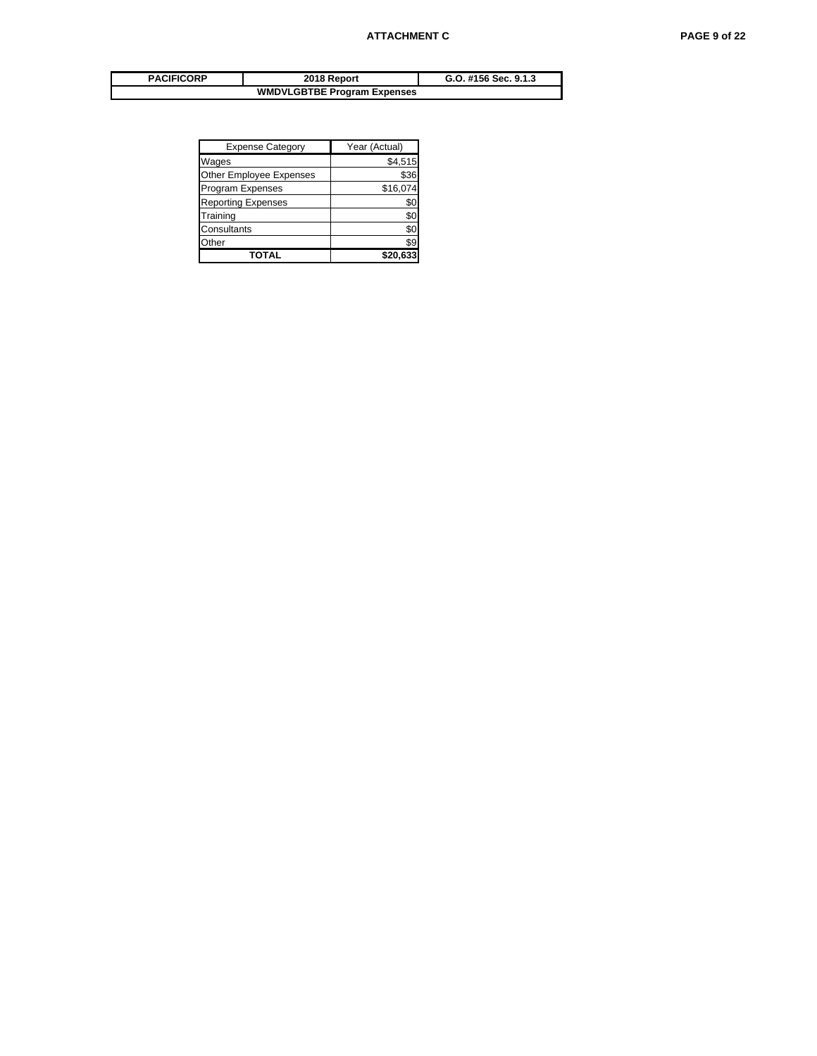**ATTACHMENT C**

| PACIFICORP | 2018 Report | G.O. #156 Sec. 9.1.3 |
|---|---|---|
| **WMDVLGBTBE Program Expenses** | | |

| Expense Category | Year (Actual) |
|---|---|
| Wages | $4,515 |
| Other Employee Expenses | $36 |
| Program Expenses | $16,074 |
| Reporting Expenses | $0 |
| Training | $0 |
| Consultants | $0 |
| Other | $9 |
| **TOTAL** | **$20,633** |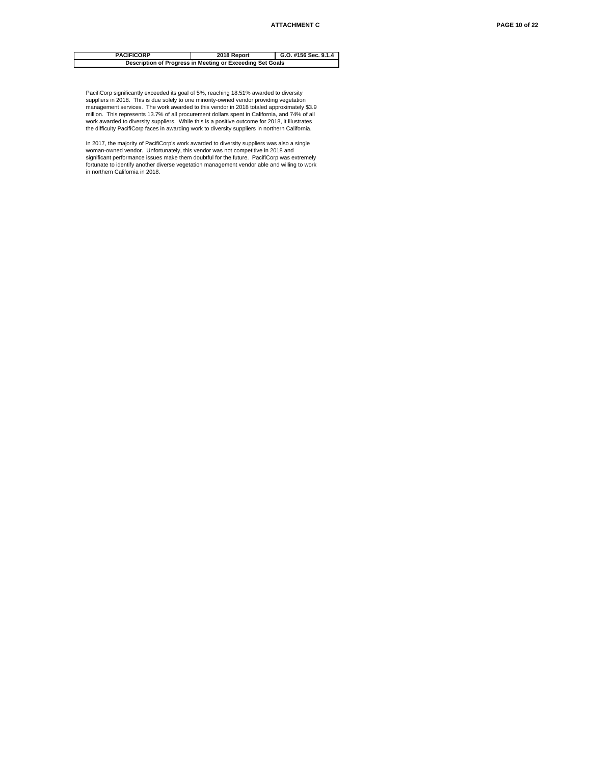| PACIFICORP | 2018 Report | G.O. #156 Sec. 9.1.4 |
| --- | --- | --- |
| Description of Progress in Meeting or Exceeding Set Goals | | |

PacifiCorp significantly exceeded its goal of 5%, reaching 18.51% awarded to diversity suppliers in 2018. This is due solely to one minority-owned vendor providing vegetation management services. The work awarded to this vendor in 2018 totaled approximately $3.9 million. This represents 13.7% of all procurement dollars spent in California, and 74% of all work awarded to diversity suppliers. While this is a positive outcome for 2018, it illustrates the difficulty PacifiCorp faces in awarding work to diversity suppliers in northern California.

In 2017, the majority of PacifiCorp's work awarded to diversity suppliers was also a single woman-owned vendor. Unfortunately, this vendor was not competitive in 2018 and significant performance issues make them doubtful for the future. PacifiCorp was extremely fortunate to identify another diverse vegetation management vendor able and willing to work in northern California in 2018.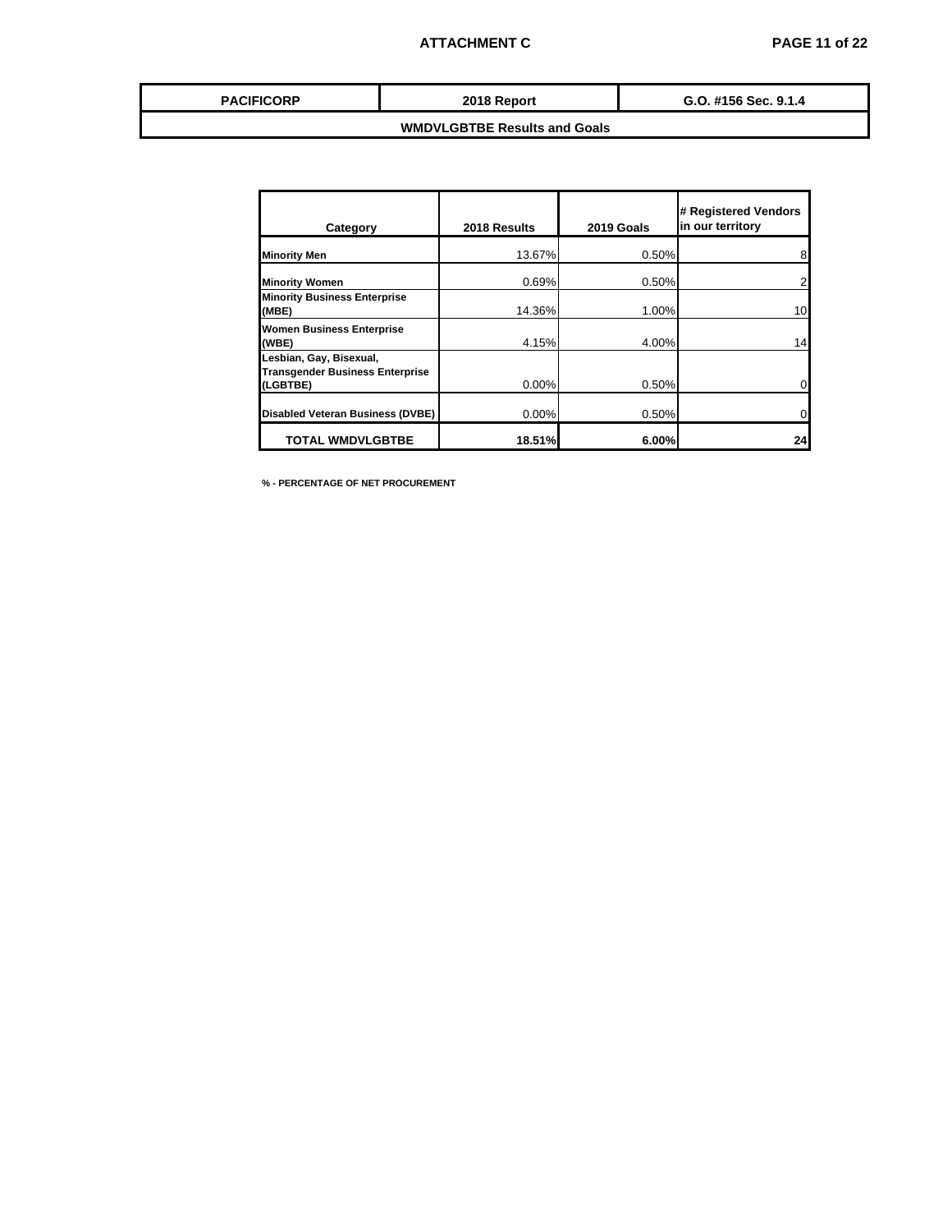| PACIFICORP | 2018 Report | G.O. #156 Sec. 9.1.4 |
|---|---|---|
| WMDVLGBTBE Results and Goals | | |

| Category | 2018 Results | 2019 Goals | # Registered Vendors in our territory |
|---|---|---|---|
| **Minority Men** | 13.67% | 0.50% | 8 |
| **Minority Women** | 0.69% | 0.50% | 2 |
| **Minority Business Enterprise (MBE)** | 14.36% | 1.00% | 10 |
| **Women Business Enterprise (WBE)** | 4.15% | 4.00% | 14 |
| **Lesbian, Gay, Bisexual, Transgender Business Enterprise (LGBTBE)** | 0.00% | 0.50% | 0 |
| **Disabled Veteran Business (DVBE)** | 0.00% | 0.50% | 0 |
| **TOTAL WMDVLGBTBE** | **18.51%** | **6.00%** | **24** |

**% - PERCENTAGE OF NET PROCUREMENT**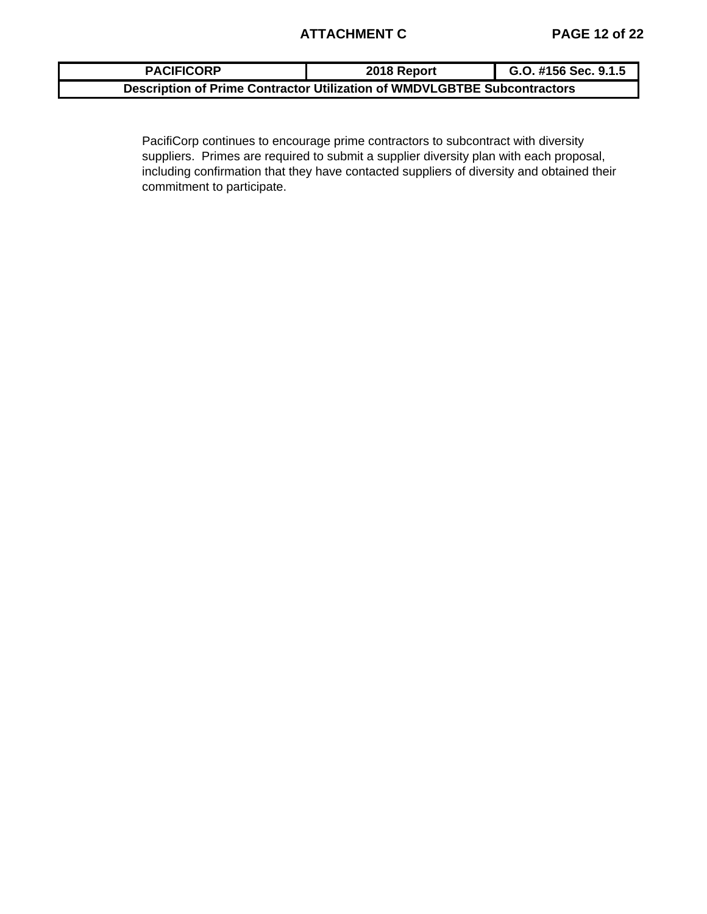| PACIFICORP | 2018 Report | G.O. #156 Sec. 9.1.5 |
|---|---|---|
| Description of Prime Contractor Utilization of WMDVLGBTBE Subcontractors | | |

PacifiCorp continues to encourage prime contractors to subcontract with diversity suppliers. Primes are required to submit a supplier diversity plan with each proposal, including confirmation that they have contacted suppliers of diversity and obtained their commitment to participate.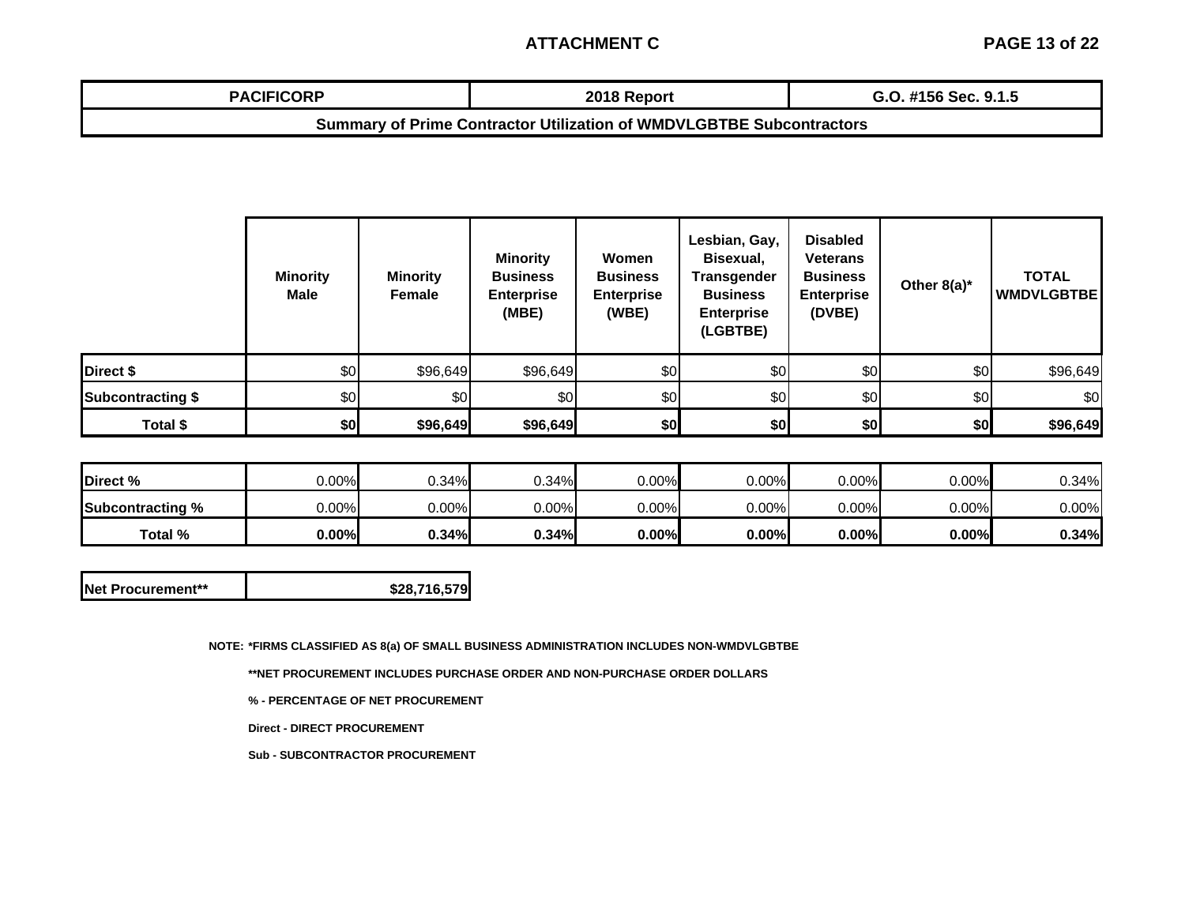## ATTACHMENT C

| PACIFICORP | 2018 Report | G.O. #156 Sec. 9.1.5 |
|---|---|---|
| Summary of Prime Contractor Utilization of WMDVLGBTBE Subcontractors | | |

| | Minority Male | Minority Female | Minority Business Enterprise (MBE) | Women Business Enterprise (WBE) | Lesbian, Gay, Bisexual, Transgender Business Enterprise (LGBTBE) | Disabled Veterans Business Enterprise (DVBE) | Other 8(a)* | TOTAL WMDVLGBTBE |
|---|---|---|---|---|---|---|---|---|
| **Direct $** | $0 | $96,649 | $96,649 | $0 | $0 | $0 | $0 | $96,649 |
| **Subcontracting $** | $0 | $0 | $0 | $0 | $0 | $0 | $0 | $0 |
| **Total $** | **$0** | **$96,649** | **$96,649** | **$0** | **$0** | **$0** | **$0** | **$96,649** |

| | | | | | | | | |
|---|---|---|---|---|---|---|---|---|
| **Direct %** | 0.00% | 0.34% | 0.34% | 0.00% | 0.00% | 0.00% | 0.00% | 0.34% |
| **Subcontracting %** | 0.00% | 0.00% | 0.00% | 0.00% | 0.00% | 0.00% | 0.00% | 0.00% |
| **Total %** | **0.00%** | **0.34%** | **0.34%** | **0.00%** | **0.00%** | **0.00%** | **0.00%** | **0.34%** |

| | |
|---|---|
| **Net Procurement**** | **$28,716,579** |

**NOTE: *FIRMS CLASSIFIED AS 8(a) OF SMALL BUSINESS ADMINISTRATION INCLUDES NON-WMDVLGBTBE**

****NET PROCUREMENT INCLUDES PURCHASE ORDER AND NON-PURCHASE ORDER DOLLARS**

**% - PERCENTAGE OF NET PROCUREMENT**

**Direct - DIRECT PROCUREMENT**

**Sub - SUBCONTRACTOR PROCUREMENT**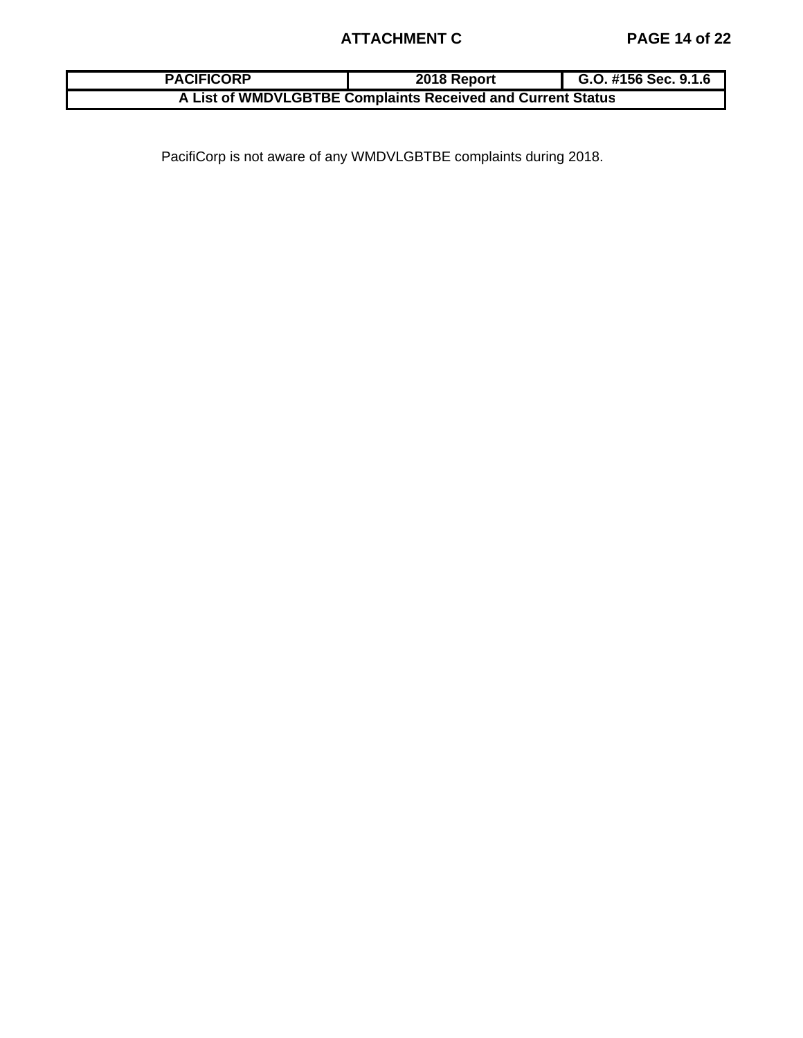| PACIFICORP | 2018 Report | G.O. #156 Sec. 9.1.6 |
| --- | --- | --- |
| A List of WMDVLGBTBE Complaints Received and Current Status | | |

PacifiCorp is not aware of any WMDVLGBTBE complaints during 2018.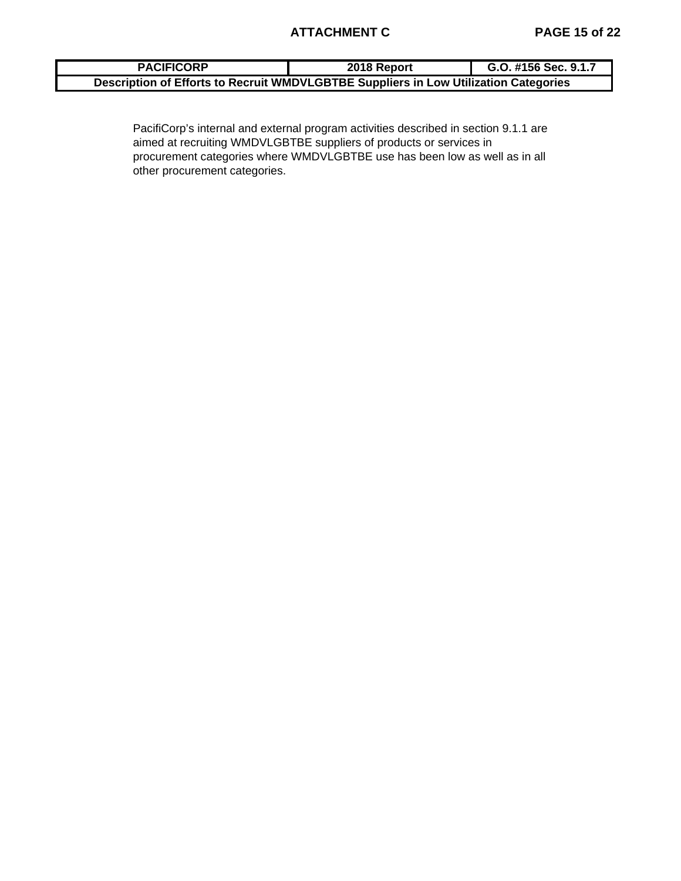| PACIFICORP | 2018 Report | G.O. #156 Sec. 9.1.7 |
| --- | --- | --- |
| Description of Efforts to Recruit WMDVLGBTBE Suppliers in Low Utilization Categories | | |

PacifiCorp's internal and external program activities described in section 9.1.1 are aimed at recruiting WMDVLGBTBE suppliers of products or services in procurement categories where WMDVLGBTBE use has been low as well as in all other procurement categories.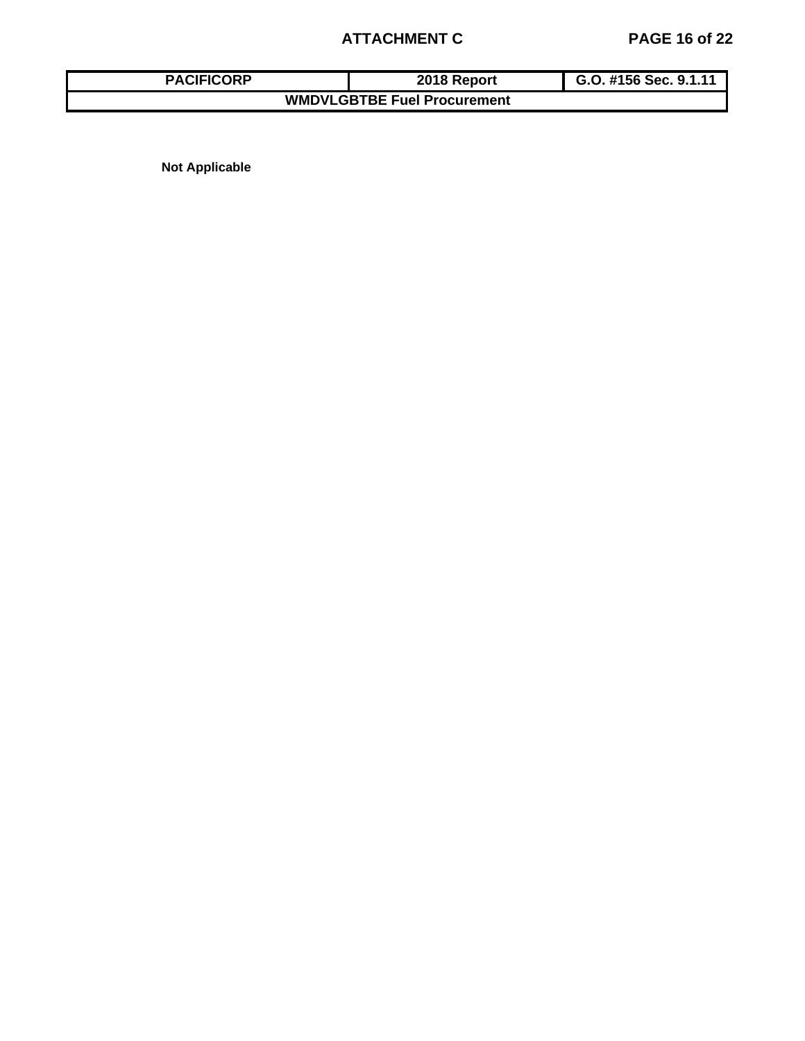| PACIFICORP | 2018 Report | G.O. #156 Sec. 9.1.11 |
| --- | --- | --- |
| WMDVLGBTBE Fuel Procurement | | |

**Not Applicable**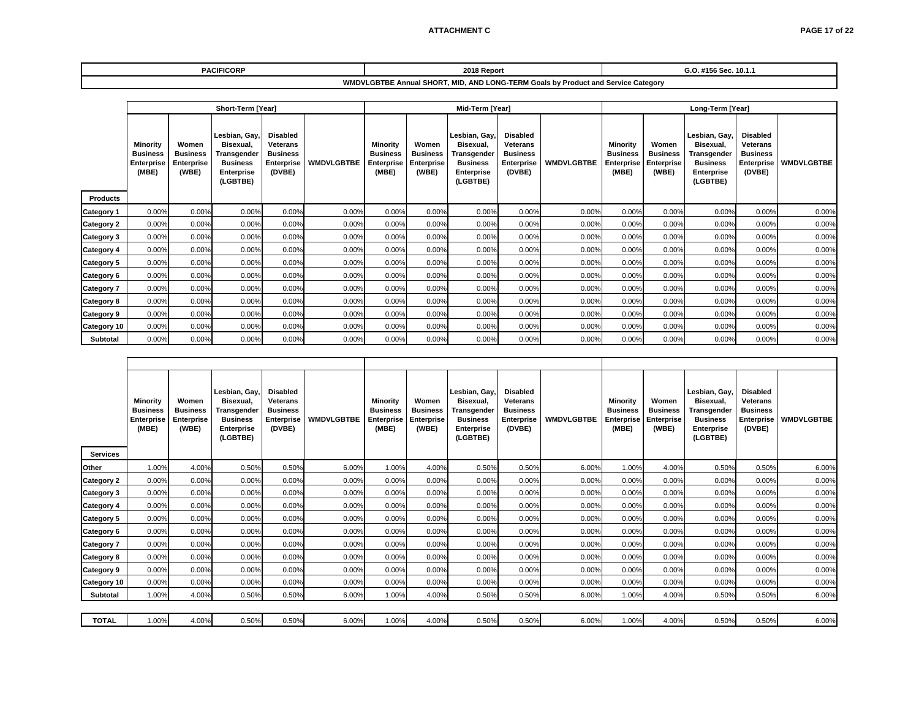**ATTACHMENT C**

| PACIFICORP | 2018 Report | G.O. #156 Sec. 10.1.1 |
|---|---|---|
| WMDVLGBTBE Annual SHORT, MID, AND LONG-TERM Goals by Product and Service Category | | |

| | Short-Term [Year] | | | | | Mid-Term [Year] | | | | | Long-Term [Year] | | | | |
|---|---|---|---|---|---|---|---|---|---|---|---|---|---|---|---|
| **Products** | Minority Business Enterprise (MBE) | Women Business Enterprise (WBE) | Lesbian, Gay, Bisexual, Transgender Business Enterprise (LGBTBE) | Disabled Veterans Business Enterprise (DVBE) | WMDVLGBTBE | Minority Business Enterprise (MBE) | Women Business Enterprise (WBE) | Lesbian, Gay, Bisexual, Transgender Business Enterprise (LGBTBE) | Disabled Veterans Business Enterprise (DVBE) | WMDVLGBTBE | Minority Business Enterprise (MBE) | Women Business Enterprise (WBE) | Lesbian, Gay, Bisexual, Transgender Business Enterprise (LGBTBE) | Disabled Veterans Business Enterprise (DVBE) | WMDVLGBTBE |
| Category 1 | 0.00% | 0.00% | 0.00% | 0.00% | 0.00% | 0.00% | 0.00% | 0.00% | 0.00% | 0.00% | 0.00% | 0.00% | 0.00% | 0.00% | 0.00% |
| Category 2 | 0.00% | 0.00% | 0.00% | 0.00% | 0.00% | 0.00% | 0.00% | 0.00% | 0.00% | 0.00% | 0.00% | 0.00% | 0.00% | 0.00% | 0.00% |
| Category 3 | 0.00% | 0.00% | 0.00% | 0.00% | 0.00% | 0.00% | 0.00% | 0.00% | 0.00% | 0.00% | 0.00% | 0.00% | 0.00% | 0.00% | 0.00% |
| Category 4 | 0.00% | 0.00% | 0.00% | 0.00% | 0.00% | 0.00% | 0.00% | 0.00% | 0.00% | 0.00% | 0.00% | 0.00% | 0.00% | 0.00% | 0.00% |
| Category 5 | 0.00% | 0.00% | 0.00% | 0.00% | 0.00% | 0.00% | 0.00% | 0.00% | 0.00% | 0.00% | 0.00% | 0.00% | 0.00% | 0.00% | 0.00% |
| Category 6 | 0.00% | 0.00% | 0.00% | 0.00% | 0.00% | 0.00% | 0.00% | 0.00% | 0.00% | 0.00% | 0.00% | 0.00% | 0.00% | 0.00% | 0.00% |
| Category 7 | 0.00% | 0.00% | 0.00% | 0.00% | 0.00% | 0.00% | 0.00% | 0.00% | 0.00% | 0.00% | 0.00% | 0.00% | 0.00% | 0.00% | 0.00% |
| Category 8 | 0.00% | 0.00% | 0.00% | 0.00% | 0.00% | 0.00% | 0.00% | 0.00% | 0.00% | 0.00% | 0.00% | 0.00% | 0.00% | 0.00% | 0.00% |
| Category 9 | 0.00% | 0.00% | 0.00% | 0.00% | 0.00% | 0.00% | 0.00% | 0.00% | 0.00% | 0.00% | 0.00% | 0.00% | 0.00% | 0.00% | 0.00% |
| Category 10 | 0.00% | 0.00% | 0.00% | 0.00% | 0.00% | 0.00% | 0.00% | 0.00% | 0.00% | 0.00% | 0.00% | 0.00% | 0.00% | 0.00% | 0.00% |
| **Subtotal** | 0.00% | 0.00% | 0.00% | 0.00% | 0.00% | 0.00% | 0.00% | 0.00% | 0.00% | 0.00% | 0.00% | 0.00% | 0.00% | 0.00% | 0.00% |

| **Services** | Minority Business Enterprise (MBE) | Women Business Enterprise (WBE) | Lesbian, Gay, Bisexual, Transgender Business Enterprise (LGBTBE) | Disabled Veterans Business Enterprise (DVBE) | WMDVLGBTBE | Minority Business Enterprise (MBE) | Women Business Enterprise (WBE) | Lesbian, Gay, Bisexual, Transgender Business Enterprise (LGBTBE) | Disabled Veterans Business Enterprise (DVBE) | WMDVLGBTBE | Minority Business Enterprise (MBE) | Women Business Enterprise (WBE) | Lesbian, Gay, Bisexual, Transgender Business Enterprise (LGBTBE) | Disabled Veterans Business Enterprise (DVBE) | WMDVLGBTBE |
|---|---|---|---|---|---|---|---|---|---|---|---|---|---|---|---|
| Other | 1.00% | 4.00% | 0.50% | 0.50% | 6.00% | 1.00% | 4.00% | 0.50% | 0.50% | 6.00% | 1.00% | 4.00% | 0.50% | 0.50% | 6.00% |
| Category 2 | 0.00% | 0.00% | 0.00% | 0.00% | 0.00% | 0.00% | 0.00% | 0.00% | 0.00% | 0.00% | 0.00% | 0.00% | 0.00% | 0.00% | 0.00% |
| Category 3 | 0.00% | 0.00% | 0.00% | 0.00% | 0.00% | 0.00% | 0.00% | 0.00% | 0.00% | 0.00% | 0.00% | 0.00% | 0.00% | 0.00% | 0.00% |
| Category 4 | 0.00% | 0.00% | 0.00% | 0.00% | 0.00% | 0.00% | 0.00% | 0.00% | 0.00% | 0.00% | 0.00% | 0.00% | 0.00% | 0.00% | 0.00% |
| Category 5 | 0.00% | 0.00% | 0.00% | 0.00% | 0.00% | 0.00% | 0.00% | 0.00% | 0.00% | 0.00% | 0.00% | 0.00% | 0.00% | 0.00% | 0.00% |
| Category 6 | 0.00% | 0.00% | 0.00% | 0.00% | 0.00% | 0.00% | 0.00% | 0.00% | 0.00% | 0.00% | 0.00% | 0.00% | 0.00% | 0.00% | 0.00% |
| Category 7 | 0.00% | 0.00% | 0.00% | 0.00% | 0.00% | 0.00% | 0.00% | 0.00% | 0.00% | 0.00% | 0.00% | 0.00% | 0.00% | 0.00% | 0.00% |
| Category 8 | 0.00% | 0.00% | 0.00% | 0.00% | 0.00% | 0.00% | 0.00% | 0.00% | 0.00% | 0.00% | 0.00% | 0.00% | 0.00% | 0.00% | 0.00% |
| Category 9 | 0.00% | 0.00% | 0.00% | 0.00% | 0.00% | 0.00% | 0.00% | 0.00% | 0.00% | 0.00% | 0.00% | 0.00% | 0.00% | 0.00% | 0.00% |
| Category 10 | 0.00% | 0.00% | 0.00% | 0.00% | 0.00% | 0.00% | 0.00% | 0.00% | 0.00% | 0.00% | 0.00% | 0.00% | 0.00% | 0.00% | 0.00% |
| **Subtotal** | 1.00% | 4.00% | 0.50% | 0.50% | 6.00% | 1.00% | 4.00% | 0.50% | 0.50% | 6.00% | 1.00% | 4.00% | 0.50% | 0.50% | 6.00% |
| **TOTAL** | 1.00% | 4.00% | 0.50% | 0.50% | 6.00% | 1.00% | 4.00% | 0.50% | 0.50% | 6.00% | 1.00% | 4.00% | 0.50% | 0.50% | 6.00% |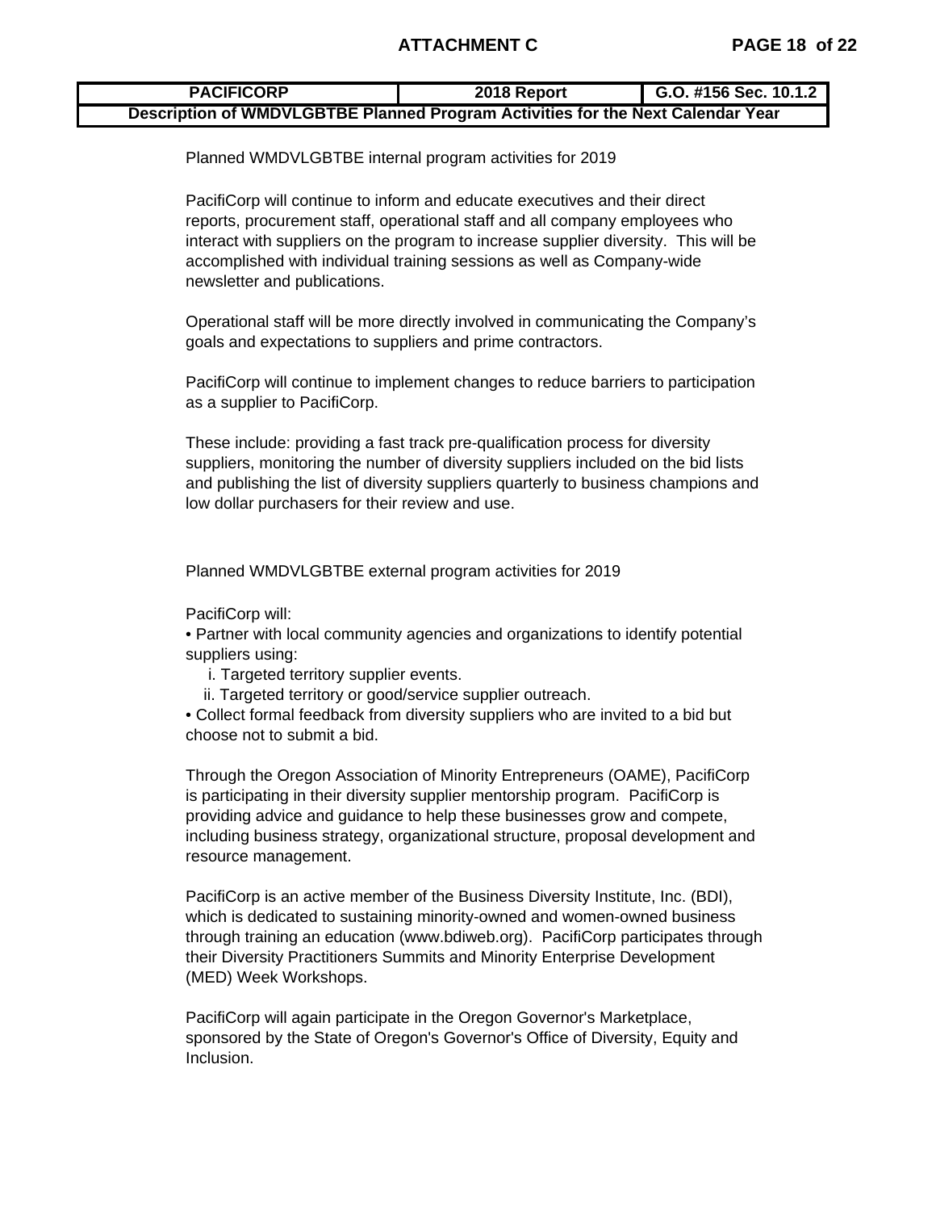| PACIFICORP | 2018 Report | G.O. #156 Sec. 10.1.2 |
|---|---|---|
| Description of WMDVLGBTBE Planned Program Activities for the Next Calendar Year | | |

Planned WMDVLGBTBE internal program activities for 2019

PacifiCorp will continue to inform and educate executives and their direct reports, procurement staff, operational staff and all company employees who interact with suppliers on the program to increase supplier diversity. This will be accomplished with individual training sessions as well as Company-wide newsletter and publications.

Operational staff will be more directly involved in communicating the Company's goals and expectations to suppliers and prime contractors.

PacifiCorp will continue to implement changes to reduce barriers to participation as a supplier to PacifiCorp.

These include: providing a fast track pre-qualification process for diversity suppliers, monitoring the number of diversity suppliers included on the bid lists and publishing the list of diversity suppliers quarterly to business champions and low dollar purchasers for their review and use.

Planned WMDVLGBTBE external program activities for 2019

PacifiCorp will:

- Partner with local community agencies and organizations to identify potential suppliers using:
  - i. Targeted territory supplier events.
  - ii. Targeted territory or good/service supplier outreach.
- Collect formal feedback from diversity suppliers who are invited to a bid but choose not to submit a bid.

Through the Oregon Association of Minority Entrepreneurs (OAME), PacifiCorp is participating in their diversity supplier mentorship program. PacifiCorp is providing advice and guidance to help these businesses grow and compete, including business strategy, organizational structure, proposal development and resource management.

PacifiCorp is an active member of the Business Diversity Institute, Inc. (BDI), which is dedicated to sustaining minority-owned and women-owned business through training an education (www.bdiweb.org). PacifiCorp participates through their Diversity Practitioners Summits and Minority Enterprise Development (MED) Week Workshops.

PacifiCorp will again participate in the Oregon Governor's Marketplace, sponsored by the State of Oregon's Governor's Office of Diversity, Equity and Inclusion.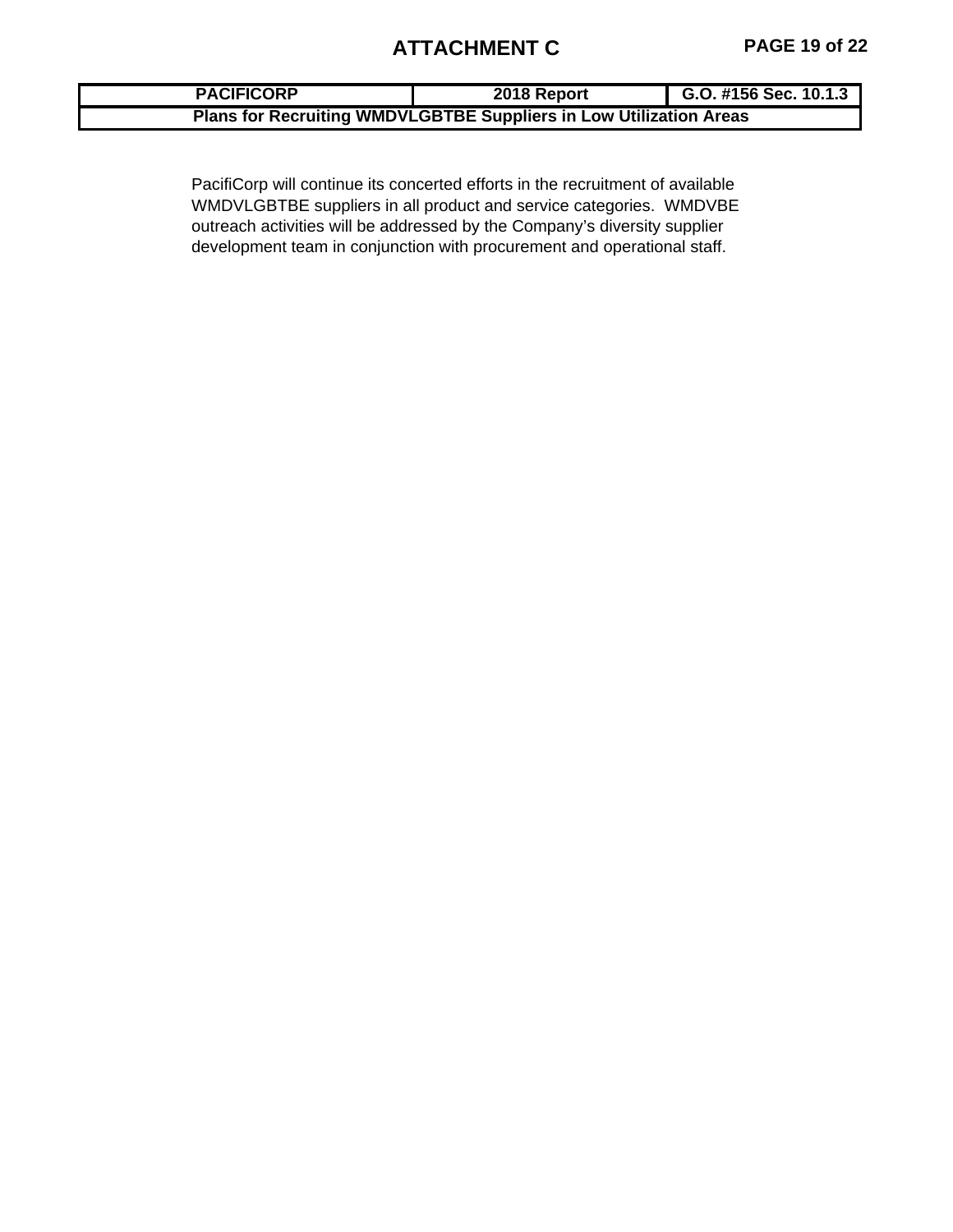# ATTACHMENT C

| PACIFICORP | 2018 Report | G.O. #156 Sec. 10.1.3 |
|---|---|---|
| **Plans for Recruiting WMDVLGBTBE Suppliers in Low Utilization Areas** | | |

PacifiCorp will continue its concerted efforts in the recruitment of available WMDVLGBTBE suppliers in all product and service categories. WMDVBE outreach activities will be addressed by the Company's diversity supplier development team in conjunction with procurement and operational staff.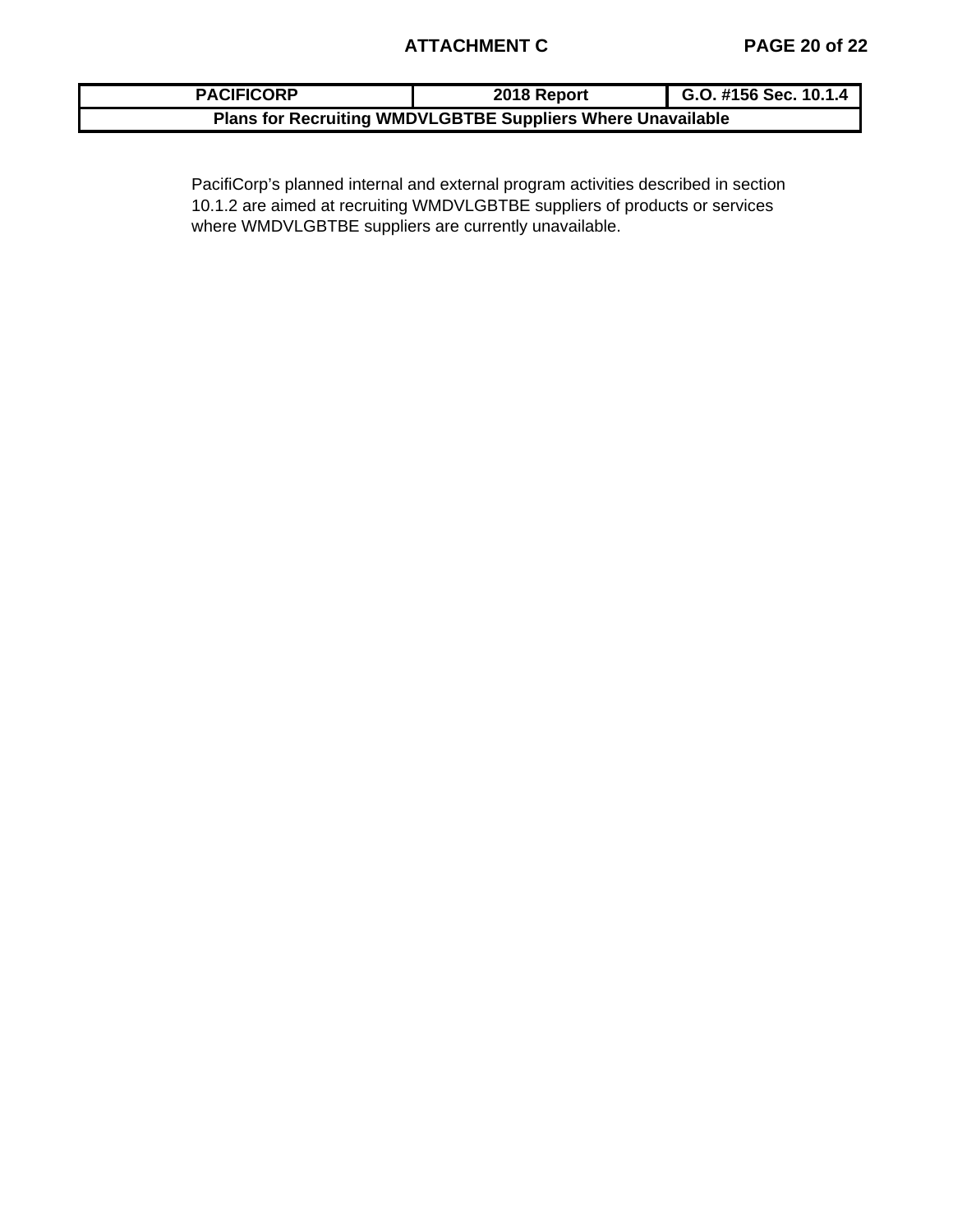| PACIFICORP | 2018 Report | G.O. #156 Sec. 10.1.4 |
| --- | --- | --- |
| **Plans for Recruiting WMDVLGBTBE Suppliers Where Unavailable** | | |

PacifiCorp's planned internal and external program activities described in section 10.1.2 are aimed at recruiting WMDVLGBTBE suppliers of products or services where WMDVLGBTBE suppliers are currently unavailable.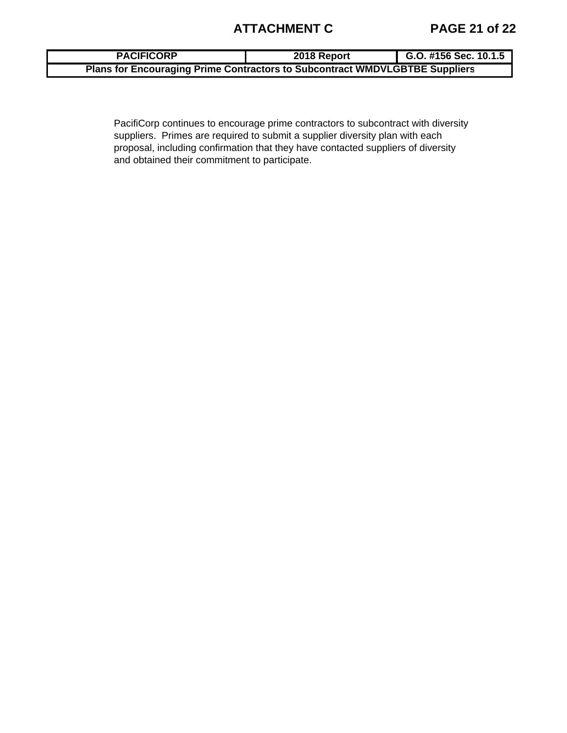| PACIFICORP | 2018 Report | G.O. #156 Sec. 10.1.5 |
| --- | --- | --- |
| Plans for Encouraging Prime Contractors to Subcontract WMDVLGBTBE Suppliers | | |

PacifiCorp continues to encourage prime contractors to subcontract with diversity suppliers. Primes are required to submit a supplier diversity plan with each proposal, including confirmation that they have contacted suppliers of diversity and obtained their commitment to participate.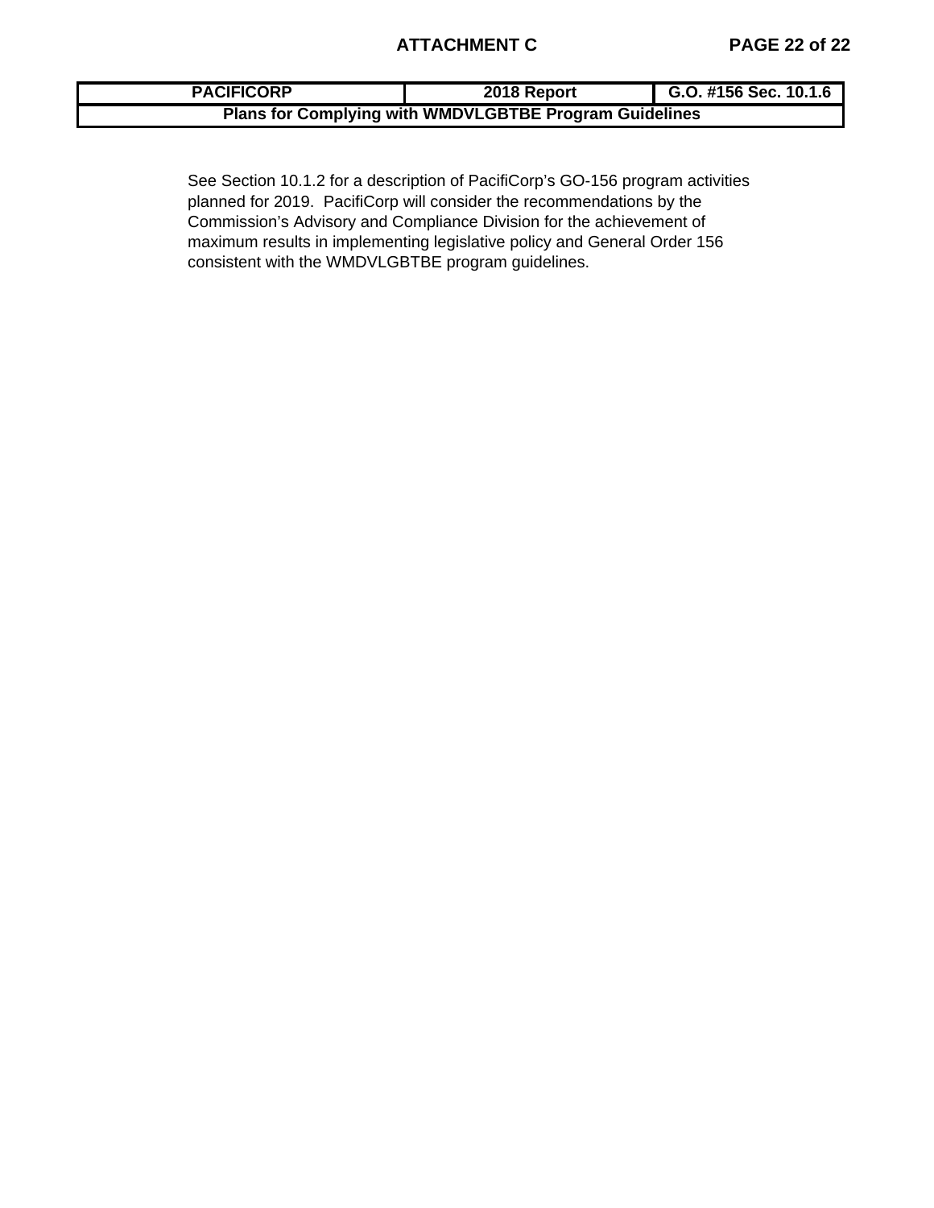| PACIFICORP | 2018 Report | G.O. #156 Sec. 10.1.6 |
| --- | --- | --- |
| Plans for Complying with WMDVLGBTBE Program Guidelines | | |

See Section 10.1.2 for a description of PacifiCorp's GO-156 program activities planned for 2019. PacifiCorp will consider the recommendations by the Commission's Advisory and Compliance Division for the achievement of maximum results in implementing legislative policy and General Order 156 consistent with the WMDVLGBTBE program guidelines.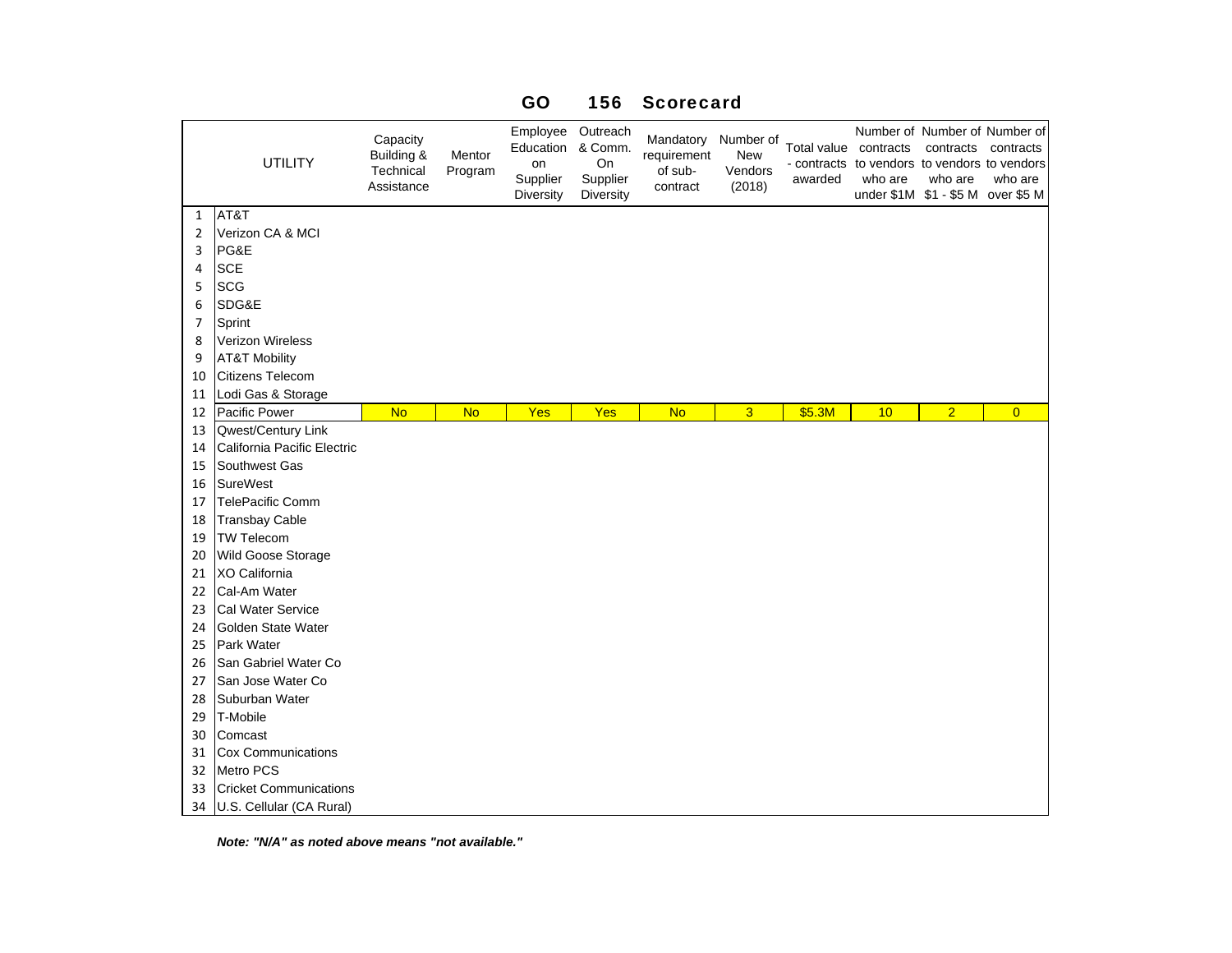# GO 156 Scorecard

| | UTILITY | Capacity Building & Technical Assistance | Mentor Program | Employee Education on Supplier Diversity | Outreach & Comm. On Supplier Diversity | Mandatory requirement of sub-contract | Number of New Vendors (2018) | Total value - contracts awarded | Number of contracts to vendors who are under $1M | Number of contracts to vendors who are $1 - $5 M | Number of contracts to vendors who are over $5 M |
|---|---|---|---|---|---|---|---|---|---|---|---|
| 1 | AT&T | | | | | | | | | | |
| 2 | Verizon CA & MCI | | | | | | | | | | |
| 3 | PG&E | | | | | | | | | | |
| 4 | SCE | | | | | | | | | | |
| 5 | SCG | | | | | | | | | | |
| 6 | SDG&E | | | | | | | | | | |
| 7 | Sprint | | | | | | | | | | |
| 8 | Verizon Wireless | | | | | | | | | | |
| 9 | AT&T Mobility | | | | | | | | | | |
| 10 | Citizens Telecom | | | | | | | | | | |
| 11 | Lodi Gas & Storage | | | | | | | | | | |
| 12 | Pacific Power | No | No | Yes | Yes | No | 3 | $5.3M | 10 | 2 | 0 |
| 13 | Qwest/Century Link | | | | | | | | | | |
| 14 | California Pacific Electric | | | | | | | | | | |
| 15 | Southwest Gas | | | | | | | | | | |
| 16 | SureWest | | | | | | | | | | |
| 17 | TelePacific Comm | | | | | | | | | | |
| 18 | Transbay Cable | | | | | | | | | | |
| 19 | TW Telecom | | | | | | | | | | |
| 20 | Wild Goose Storage | | | | | | | | | | |
| 21 | XO California | | | | | | | | | | |
| 22 | Cal-Am Water | | | | | | | | | | |
| 23 | Cal Water Service | | | | | | | | | | |
| 24 | Golden State Water | | | | | | | | | | |
| 25 | Park Water | | | | | | | | | | |
| 26 | San Gabriel Water Co | | | | | | | | | | |
| 27 | San Jose Water Co | | | | | | | | | | |
| 28 | Suburban Water | | | | | | | | | | |
| 29 | T-Mobile | | | | | | | | | | |
| 30 | Comcast | | | | | | | | | | |
| 31 | Cox Communications | | | | | | | | | | |
| 32 | Metro PCS | | | | | | | | | | |
| 33 | Cricket Communications | | | | | | | | | | |
| 34 | U.S. Cellular (CA Rural) | | | | | | | | | | |

***Note: "N/A" as noted above means "not available."***